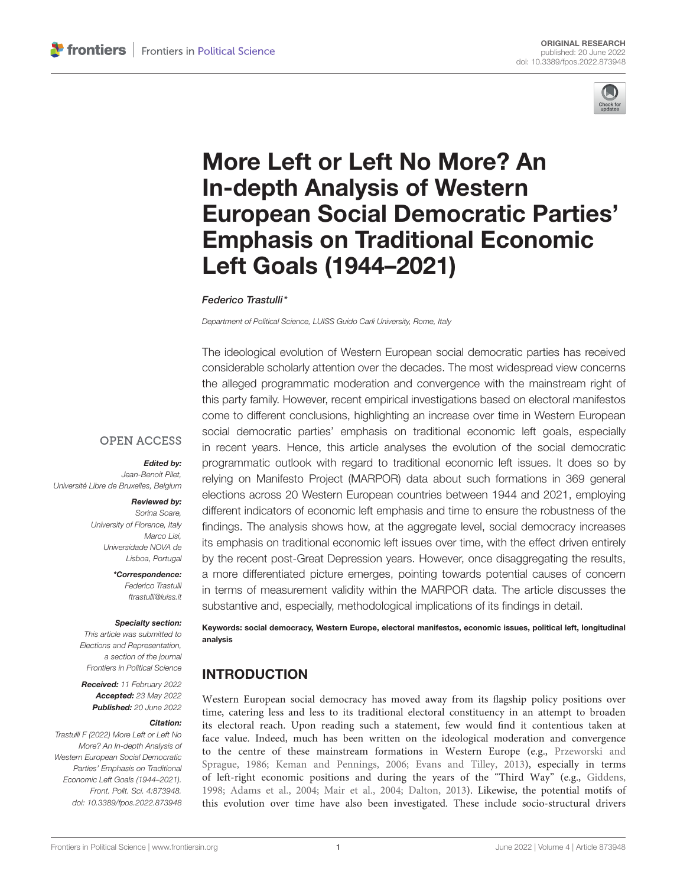ORIGINAL RESEARCH
published: 20 June 2022
doi: 10.3389/fpos.2022.873948

# More Left or Left No More? An In-depth Analysis of Western European Social Democratic Parties' Emphasis on Traditional Economic Left Goals (1944–2021)

*Federico Trastulli**

*Department of Political Science, LUISS Guido Carli University, Rome, Italy*

The ideological evolution of Western European social democratic parties has received considerable scholarly attention over the decades. The most widespread view concerns the alleged programmatic moderation and convergence with the mainstream right of this party family. However, recent empirical investigations based on electoral manifestos come to different conclusions, highlighting an increase over time in Western European social democratic parties' emphasis on traditional economic left goals, especially in recent years. Hence, this article analyses the evolution of the social democratic programmatic outlook with regard to traditional economic left issues. It does so by relying on Manifesto Project (MARPOR) data about such formations in 369 general elections across 20 Western European countries between 1944 and 2021, employing different indicators of economic left emphasis and time to ensure the robustness of the findings. The analysis shows how, at the aggregate level, social democracy increases its emphasis on traditional economic left issues over time, with the effect driven entirely by the recent post-Great Depression years. However, once disaggregating the results, a more differentiated picture emerges, pointing towards potential causes of concern in terms of measurement validity within the MARPOR data. The article discusses the substantive and, especially, methodological implications of its findings in detail.

**Keywords: social democracy, Western Europe, electoral manifestos, economic issues, political left, longitudinal analysis**

OPEN ACCESS

***Edited by:***
*Jean-Benoit Pilet,*
*Université Libre de Bruxelles, Belgium*

***Reviewed by:***
*Sorina Soare,*
*University of Florence, Italy*
*Marco Lisi,*
*Universidade NOVA de Lisboa, Portugal*

****Correspondence:***
*Federico Trastulli*
*ftrastulli@luiss.it*

***Specialty section:***
*This article was submitted to Elections and Representation, a section of the journal Frontiers in Political Science*

***Received:*** *11 February 2022*
***Accepted:*** *23 May 2022*
***Published:*** *20 June 2022*

***Citation:***
*Trastulli F (2022) More Left or Left No More? An In-depth Analysis of Western European Social Democratic Parties' Emphasis on Traditional Economic Left Goals (1944–2021). Front. Polit. Sci. 4:873948. doi: 10.3389/fpos.2022.873948*

## INTRODUCTION

Western European social democracy has moved away from its flagship policy positions over time, catering less and less to its traditional electoral constituency in an attempt to broaden its electoral reach. Upon reading such a statement, few would find it contentious taken at face value. Indeed, much has been written on the ideological moderation and convergence to the centre of these mainstream formations in Western Europe (e.g., Przeworski and Sprague, 1986; Keman and Pennings, 2006; Evans and Tilley, 2013), especially in terms of left-right economic positions and during the years of the "Third Way" (e.g., Giddens, 1998; Adams et al., 2004; Mair et al., 2004; Dalton, 2013). Likewise, the potential motifs of this evolution over time have also been investigated. These include socio-structural drivers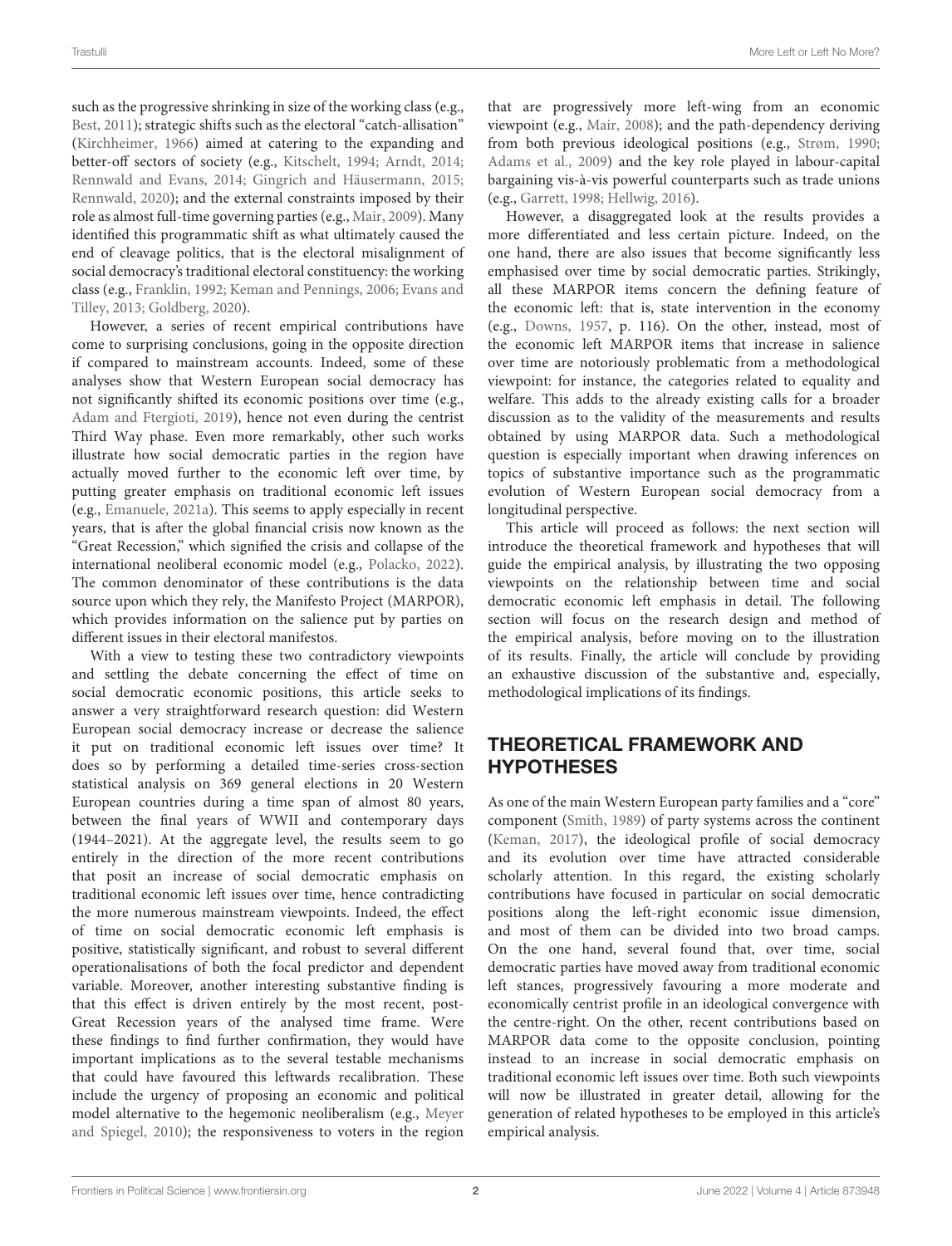such as the progressive shrinking in size of the working class (e.g., Best, 2011); strategic shifts such as the electoral "catch-allisation" (Kirchheimer, 1966) aimed at catering to the expanding and better-off sectors of society (e.g., Kitschelt, 1994; Arndt, 2014; Rennwald and Evans, 2014; Gingrich and Häusermann, 2015; Rennwald, 2020); and the external constraints imposed by their role as almost full-time governing parties (e.g., Mair, 2009). Many identified this programmatic shift as what ultimately caused the end of cleavage politics, that is the electoral misalignment of social democracy's traditional electoral constituency: the working class (e.g., Franklin, 1992; Keman and Pennings, 2006; Evans and Tilley, 2013; Goldberg, 2020).

However, a series of recent empirical contributions have come to surprising conclusions, going in the opposite direction if compared to mainstream accounts. Indeed, some of these analyses show that Western European social democracy has not significantly shifted its economic positions over time (e.g., Adam and Ftergioti, 2019), hence not even during the centrist Third Way phase. Even more remarkably, other such works illustrate how social democratic parties in the region have actually moved further to the economic left over time, by putting greater emphasis on traditional economic left issues (e.g., Emanuele, 2021a). This seems to apply especially in recent years, that is after the global financial crisis now known as the "Great Recession," which signified the crisis and collapse of the international neoliberal economic model (e.g., Polacko, 2022). The common denominator of these contributions is the data source upon which they rely, the Manifesto Project (MARPOR), which provides information on the salience put by parties on different issues in their electoral manifestos.

With a view to testing these two contradictory viewpoints and settling the debate concerning the effect of time on social democratic economic positions, this article seeks to answer a very straightforward research question: did Western European social democracy increase or decrease the salience it put on traditional economic left issues over time? It does so by performing a detailed time-series cross-section statistical analysis on 369 general elections in 20 Western European countries during a time span of almost 80 years, between the final years of WWII and contemporary days (1944–2021). At the aggregate level, the results seem to go entirely in the direction of the more recent contributions that posit an increase of social democratic emphasis on traditional economic left issues over time, hence contradicting the more numerous mainstream viewpoints. Indeed, the effect of time on social democratic economic left emphasis is positive, statistically significant, and robust to several different operationalisations of both the focal predictor and dependent variable. Moreover, another interesting substantive finding is that this effect is driven entirely by the most recent, post-Great Recession years of the analysed time frame. Were these findings to find further confirmation, they would have important implications as to the several testable mechanisms that could have favoured this leftwards recalibration. These include the urgency of proposing an economic and political model alternative to the hegemonic neoliberalism (e.g., Meyer and Spiegel, 2010); the responsiveness to voters in the region that are progressively more left-wing from an economic viewpoint (e.g., Mair, 2008); and the path-dependency deriving from both previous ideological positions (e.g., Strøm, 1990; Adams et al., 2009) and the key role played in labour-capital bargaining vis-à-vis powerful counterparts such as trade unions (e.g., Garrett, 1998; Hellwig, 2016).

However, a disaggregated look at the results provides a more differentiated and less certain picture. Indeed, on the one hand, there are also issues that become significantly less emphasised over time by social democratic parties. Strikingly, all these MARPOR items concern the defining feature of the economic left: that is, state intervention in the economy (e.g., Downs, 1957, p. 116). On the other, instead, most of the economic left MARPOR items that increase in salience over time are notoriously problematic from a methodological viewpoint: for instance, the categories related to equality and welfare. This adds to the already existing calls for a broader discussion as to the validity of the measurements and results obtained by using MARPOR data. Such a methodological question is especially important when drawing inferences on topics of substantive importance such as the programmatic evolution of Western European social democracy from a longitudinal perspective.

This article will proceed as follows: the next section will introduce the theoretical framework and hypotheses that will guide the empirical analysis, by illustrating the two opposing viewpoints on the relationship between time and social democratic economic left emphasis in detail. The following section will focus on the research design and method of the empirical analysis, before moving on to the illustration of its results. Finally, the article will conclude by providing an exhaustive discussion of the substantive and, especially, methodological implications of its findings.

## THEORETICAL FRAMEWORK AND HYPOTHESES

As one of the main Western European party families and a "core" component (Smith, 1989) of party systems across the continent (Keman, 2017), the ideological profile of social democracy and its evolution over time have attracted considerable scholarly attention. In this regard, the existing scholarly contributions have focused in particular on social democratic positions along the left-right economic issue dimension, and most of them can be divided into two broad camps. On the one hand, several found that, over time, social democratic parties have moved away from traditional economic left stances, progressively favouring a more moderate and economically centrist profile in an ideological convergence with the centre-right. On the other, recent contributions based on MARPOR data come to the opposite conclusion, pointing instead to an increase in social democratic emphasis on traditional economic left issues over time. Both such viewpoints will now be illustrated in greater detail, allowing for the generation of related hypotheses to be employed in this article's empirical analysis.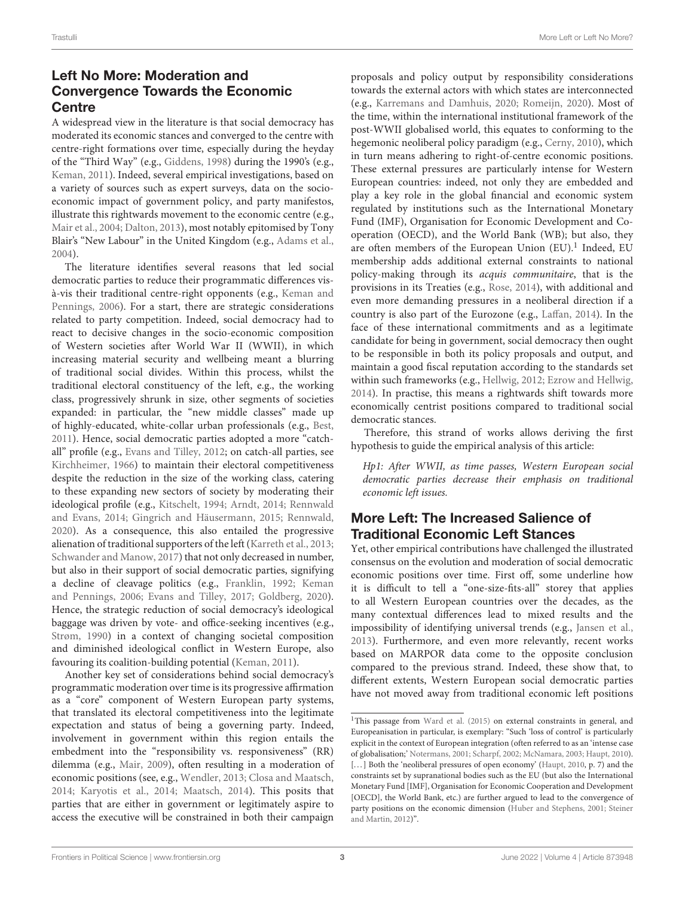## Left No More: Moderation and Convergence Towards the Economic Centre

A widespread view in the literature is that social democracy has moderated its economic stances and converged to the centre with centre-right formations over time, especially during the heyday of the "Third Way" (e.g., Giddens, 1998) during the 1990's (e.g., Keman, 2011). Indeed, several empirical investigations, based on a variety of sources such as expert surveys, data on the socio-economic impact of government policy, and party manifestos, illustrate this rightwards movement to the economic centre (e.g., Mair et al., 2004; Dalton, 2013), most notably epitomised by Tony Blair's "New Labour" in the United Kingdom (e.g., Adams et al., 2004).

The literature identifies several reasons that led social democratic parties to reduce their programmatic differences vis-à-vis their traditional centre-right opponents (e.g., Keman and Pennings, 2006). For a start, there are strategic considerations related to party competition. Indeed, social democracy had to react to decisive changes in the socio-economic composition of Western societies after World War II (WWII), in which increasing material security and wellbeing meant a blurring of traditional social divides. Within this process, whilst the traditional electoral constituency of the left, e.g., the working class, progressively shrunk in size, other segments of societies expanded: in particular, the "new middle classes" made up of highly-educated, white-collar urban professionals (e.g., Best, 2011). Hence, social democratic parties adopted a more "catch-all" profile (e.g., Evans and Tilley, 2012; on catch-all parties, see Kirchheimer, 1966) to maintain their electoral competitiveness despite the reduction in the size of the working class, catering to these expanding new sectors of society by moderating their ideological profile (e.g., Kitschelt, 1994; Arndt, 2014; Rennwald and Evans, 2014; Gingrich and Häusermann, 2015; Rennwald, 2020). As a consequence, this also entailed the progressive alienation of traditional supporters of the left (Karreth et al., 2013; Schwander and Manow, 2017) that not only decreased in number, but also in their support of social democratic parties, signifying a decline of cleavage politics (e.g., Franklin, 1992; Keman and Pennings, 2006; Evans and Tilley, 2017; Goldberg, 2020). Hence, the strategic reduction of social democracy's ideological baggage was driven by vote- and office-seeking incentives (e.g., Strøm, 1990) in a context of changing societal composition and diminished ideological conflict in Western Europe, also favouring its coalition-building potential (Keman, 2011).

Another key set of considerations behind social democracy's programmatic moderation over time is its progressive affirmation as a "core" component of Western European party systems, that translated its electoral competitiveness into the legitimate expectation and status of being a governing party. Indeed, involvement in government within this region entails the embedment into the "responsibility vs. responsiveness" (RR) dilemma (e.g., Mair, 2009), often resulting in a moderation of economic positions (see, e.g., Wendler, 2013; Closa and Maatsch, 2014; Karyotis et al., 2014; Maatsch, 2014). This posits that parties that are either in government or legitimately aspire to access the executive will be constrained in both their campaign proposals and policy output by responsibility considerations towards the external actors with which states are interconnected (e.g., Karremans and Damhuis, 2020; Romeijn, 2020). Most of the time, within the international institutional framework of the post-WWII globalised world, this equates to conforming to the hegemonic neoliberal policy paradigm (e.g., Cerny, 2010), which in turn means adhering to right-of-centre economic positions. These external pressures are particularly intense for Western European countries: indeed, not only they are embedded and play a key role in the global financial and economic system regulated by institutions such as the International Monetary Fund (IMF), Organisation for Economic Development and Co-operation (OECD), and the World Bank (WB); but also, they are often members of the European Union (EU).[1] Indeed, EU membership adds additional external constraints to national policy-making through its *acquis communitaire*, that is the provisions in its Treaties (e.g., Rose, 2014), with additional and even more demanding pressures in a neoliberal direction if a country is also part of the Eurozone (e.g., Laffan, 2014). In the face of these international commitments and as a legitimate candidate for being in government, social democracy then ought to be responsible in both its policy proposals and output, and maintain a good fiscal reputation according to the standards set within such frameworks (e.g., Hellwig, 2012; Ezrow and Hellwig, 2014). In practise, this means a rightwards shift towards more economically centrist positions compared to traditional social democratic stances.

Therefore, this strand of works allows deriving the first hypothesis to guide the empirical analysis of this article:

*Hp1: After WWII, as time passes, Western European social democratic parties decrease their emphasis on traditional economic left issues.*

## More Left: The Increased Salience of Traditional Economic Left Stances

Yet, other empirical contributions have challenged the illustrated consensus on the evolution and moderation of social democratic economic positions over time. First off, some underline how it is difficult to tell a "one-size-fits-all" story that applies to all Western European countries over the decades, as the many contextual differences lead to mixed results and the impossibility of identifying universal trends (e.g., Jansen et al., 2013). Furthermore, and even more relevantly, recent works based on MARPOR data come to the opposite conclusion compared to the previous strand. Indeed, these show that, to different extents, Western European social democratic parties have not moved away from traditional economic left positions

[1] This passage from Ward et al. (2015) on external constraints in general, and Europeanisation in particular, is exemplary: "Such 'loss of control' is particularly explicit in the context of European integration (often referred to as an 'intense case of globalisation;' Notermans, 2001; Scharpf, 2002; McNamara, 2003; Haupt, 2010). [...] Both the 'neoliberal pressures of open economy' (Haupt, 2010, p. 7) and the constraints set by supranational bodies such as the EU (but also the International Monetary Fund [IMF], Organisation for Economic Cooperation and Development [OECD], the World Bank, etc.) are further argued to lead to the convergence of party positions on the economic dimension (Huber and Stephens, 2001; Steiner and Martin, 2012)".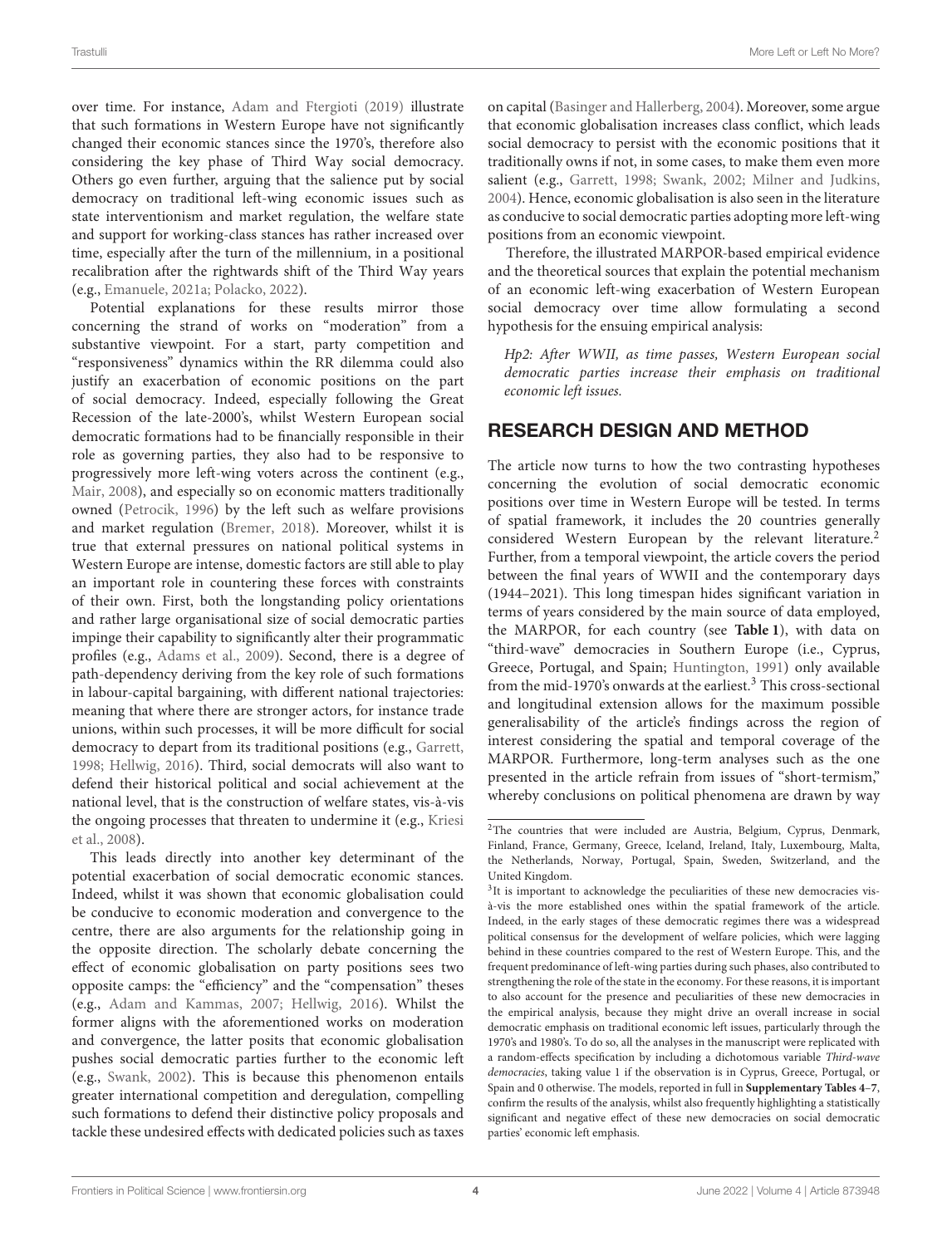over time. For instance, Adam and Ftergioti (2019) illustrate that such formations in Western Europe have not significantly changed their economic stances since the 1970's, therefore also considering the key phase of Third Way social democracy. Others go even further, arguing that the salience put by social democracy on traditional left-wing economic issues such as state interventionism and market regulation, the welfare state and support for working-class stances has rather increased over time, especially after the turn of the millennium, in a positional recalibration after the rightwards shift of the Third Way years (e.g., Emanuele, 2021a; Polacko, 2022).

Potential explanations for these results mirror those concerning the strand of works on "moderation" from a substantive viewpoint. For a start, party competition and "responsiveness" dynamics within the RR dilemma could also justify an exacerbation of economic positions on the part of social democracy. Indeed, especially following the Great Recession of the late-2000's, whilst Western European social democratic formations had to be financially responsible in their role as governing parties, they also had to be responsive to progressively more left-wing voters across the continent (e.g., Mair, 2008), and especially so on economic matters traditionally owned (Petrocik, 1996) by the left such as welfare provisions and market regulation (Bremer, 2018). Moreover, whilst it is true that external pressures on national political systems in Western Europe are intense, domestic factors are still able to play an important role in countering these forces with constraints of their own. First, both the longstanding policy orientations and rather large organisational size of social democratic parties impinge their capability to significantly alter their programmatic profiles (e.g., Adams et al., 2009). Second, there is a degree of path-dependency deriving from the key role of such formations in labour-capital bargaining, with different national trajectories: meaning that where there are stronger actors, for instance trade unions, within such processes, it will be more difficult for social democracy to depart from its traditional positions (e.g., Garrett, 1998; Hellwig, 2016). Third, social democrats will also want to defend their historical political and social achievement at the national level, that is the construction of welfare states, vis-à-vis the ongoing processes that threaten to undermine it (e.g., Kriesi et al., 2008).

This leads directly into another key determinant of the potential exacerbation of social democratic economic stances. Indeed, whilst it was shown that economic globalisation could be conducive to economic moderation and convergence to the centre, there are also arguments for the relationship going in the opposite direction. The scholarly debate concerning the effect of economic globalisation on party positions sees two opposite camps: the "efficiency" and the "compensation" theses (e.g., Adam and Kammas, 2007; Hellwig, 2016). Whilst the former aligns with the aforementioned works on moderation and convergence, the latter posits that economic globalisation pushes social democratic parties further to the economic left (e.g., Swank, 2002). This is because this phenomenon entails greater international competition and deregulation, compelling such formations to defend their distinctive policy proposals and tackle these undesired effects with dedicated policies such as taxes on capital (Basinger and Hallerberg, 2004). Moreover, some argue that economic globalisation increases class conflict, which leads social democracy to persist with the economic positions that it traditionally owns if not, in some cases, to make them even more salient (e.g., Garrett, 1998; Swank, 2002; Milner and Judkins, 2004). Hence, economic globalisation is also seen in the literature as conducive to social democratic parties adopting more left-wing positions from an economic viewpoint.

Therefore, the illustrated MARPOR-based empirical evidence and the theoretical sources that explain the potential mechanism of an economic left-wing exacerbation of Western European social democracy over time allow formulating a second hypothesis for the ensuing empirical analysis:

*Hp2: After WWII, as time passes, Western European social democratic parties increase their emphasis on traditional economic left issues.*

## RESEARCH DESIGN AND METHOD

The article now turns to how the two contrasting hypotheses concerning the evolution of social democratic economic positions over time in Western Europe will be tested. In terms of spatial framework, it includes the 20 countries generally considered Western European by the relevant literature.[2] Further, from a temporal viewpoint, the article covers the period between the final years of WWII and the contemporary days (1944–2021). This long timespan hides significant variation in terms of years considered by the main source of data employed, the MARPOR, for each country (see **Table 1**), with data on "third-wave" democracies in Southern Europe (i.e., Cyprus, Greece, Portugal, and Spain; Huntington, 1991) only available from the mid-1970's onwards at the earliest.[3] This cross-sectional and longitudinal extension allows for the maximum possible generalisability of the article's findings across the region of interest considering the spatial and temporal coverage of the MARPOR. Furthermore, long-term analyses such as the one presented in the article refrain from issues of "short-termism," whereby conclusions on political phenomena are drawn by way

[2]The countries that were included are Austria, Belgium, Cyprus, Denmark, Finland, France, Germany, Greece, Iceland, Ireland, Italy, Luxembourg, Malta, the Netherlands, Norway, Portugal, Spain, Sweden, Switzerland, and the United Kingdom.

[3]It is important to acknowledge the peculiarities of these new democracies vis-à-vis the more established ones within the spatial framework of the article. Indeed, in the early stages of these democratic regimes there was a widespread political consensus for the development of welfare policies, which were lagging behind in these countries compared to the rest of Western Europe. This, and the frequent predominance of left-wing parties during such phases, also contributed to strengthening the role of the state in the economy. For these reasons, it is important to also account for the presence and peculiarities of these new democracies in the empirical analysis, because they might drive an overall increase in social democratic emphasis on traditional economic left issues, particularly through the 1970's and 1980's. To do so, all the analyses in the manuscript were replicated with a random-effects specification by including a dichotomous variable *Third-wave democracies*, taking value 1 if the observation is in Cyprus, Greece, Portugal, or Spain and 0 otherwise. The models, reported in full in **Supplementary Tables 4–7**, confirm the results of the analysis, whilst also frequently highlighting a statistically significant and negative effect of these new democracies on social democratic parties' economic left emphasis.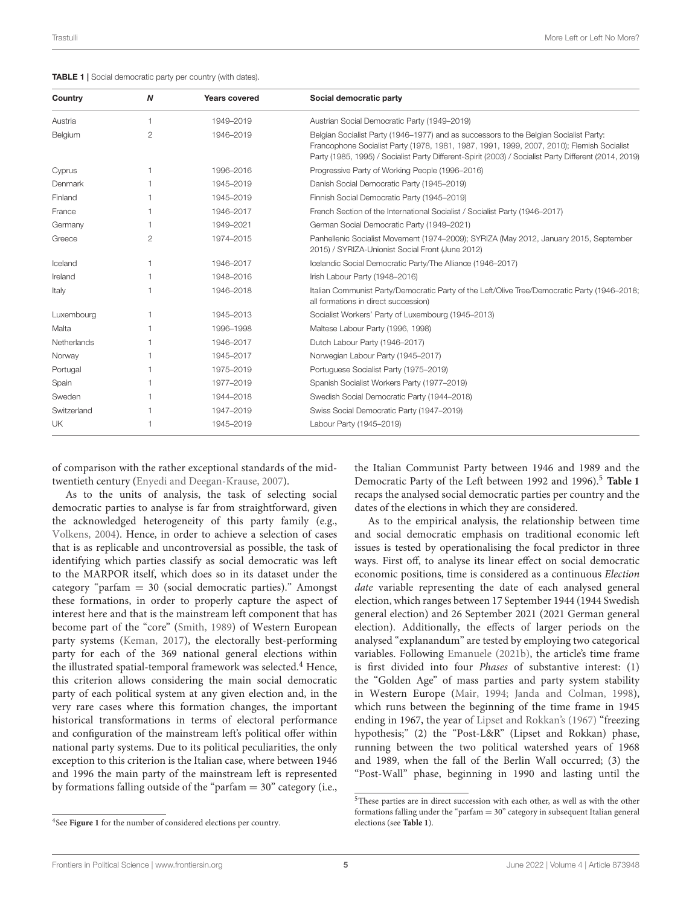**TABLE 1** | Social democratic party per country (with dates).

| Country | *N* | Years covered | Social democratic party |
|---|---|---|---|
| Austria | 1 | 1949–2019 | Austrian Social Democratic Party (1949–2019) |
| Belgium | 2 | 1946–2019 | Belgian Socialist Party (1946–1977) and as successors to the Belgian Socialist Party: Francophone Socialist Party (1978, 1981, 1987, 1991, 1999, 2007, 2010); Flemish Socialist Party (1985, 1995) / Socialist Party Different-Spirit (2003) / Socialist Party Different (2014, 2019) |
| Cyprus | 1 | 1996–2016 | Progressive Party of Working People (1996–2016) |
| Denmark | 1 | 1945–2019 | Danish Social Democratic Party (1945–2019) |
| Finland | 1 | 1945–2019 | Finnish Social Democratic Party (1945–2019) |
| France | 1 | 1946–2017 | French Section of the International Socialist / Socialist Party (1946–2017) |
| Germany | 1 | 1949–2021 | German Social Democratic Party (1949–2021) |
| Greece | 2 | 1974–2015 | Panhellenic Socialist Movement (1974–2009); SYRIZA (May 2012, January 2015, September 2015) / SYRIZA-Unionist Social Front (June 2012) |
| Iceland | 1 | 1946–2017 | Icelandic Social Democratic Party/The Alliance (1946–2017) |
| Ireland | 1 | 1948–2016 | Irish Labour Party (1948–2016) |
| Italy | 1 | 1946–2018 | Italian Communist Party/Democratic Party of the Left/Olive Tree/Democratic Party (1946–2018; all formations in direct succession) |
| Luxembourg | 1 | 1945–2013 | Socialist Workers' Party of Luxembourg (1945–2013) |
| Malta | 1 | 1996–1998 | Maltese Labour Party (1996, 1998) |
| Netherlands | 1 | 1946–2017 | Dutch Labour Party (1946–2017) |
| Norway | 1 | 1945–2017 | Norwegian Labour Party (1945–2017) |
| Portugal | 1 | 1975–2019 | Portuguese Socialist Party (1975–2019) |
| Spain | 1 | 1977–2019 | Spanish Socialist Workers Party (1977–2019) |
| Sweden | 1 | 1944–2018 | Swedish Social Democratic Party (1944–2018) |
| Switzerland | 1 | 1947–2019 | Swiss Social Democratic Party (1947–2019) |
| UK | 1 | 1945–2019 | Labour Party (1945–2019) |

of comparison with the rather exceptional standards of the mid-twentieth century (Enyedi and Deegan-Krause, 2007).

As to the units of analysis, the task of selecting social democratic parties to analyse is far from straightforward, given the acknowledged heterogeneity of this party family (e.g., Volkens, 2004). Hence, in order to achieve a selection of cases that is as replicable and uncontroversial as possible, the task of identifying which parties classify as social democratic was left to the MARPOR itself, which does so in its dataset under the category "parfam = 30 (social democratic parties)." Amongst these formations, in order to properly capture the aspect of interest here and that is the mainstream left component that has become part of the "core" (Smith, 1989) of Western European party systems (Keman, 2017), the electorally best-performing party for each of the 369 national general elections within the illustrated spatial-temporal framework was selected.[4] Hence, this criterion allows considering the main social democratic party of each political system at any given election and, in the very rare cases where this formation changes, the important historical transformations in terms of electoral performance and configuration of the mainstream left's political offer within national party systems. Due to its political peculiarities, the only exception to this criterion is the Italian case, where between 1946 and 1996 the main party of the mainstream left is represented by formations falling outside of the "parfam = 30" category (i.e., the Italian Communist Party between 1946 and 1989 and the Democratic Party of the Left between 1992 and 1996).[5] **Table 1** recaps the analysed social democratic parties per country and the dates of the elections in which they are considered.

As to the empirical analysis, the relationship between time and social democratic emphasis on traditional economic left issues is tested by operationalising the focal predictor in three ways. First off, to analyse its linear effect on social democratic economic positions, time is considered as a continuous *Election date* variable representing the date of each analysed general election, which ranges between 17 September 1944 (1944 Swedish general election) and 26 September 2021 (2021 German general election). Additionally, the effects of larger periods on the analysed "explanandum" are tested by employing two categorical variables. Following Emanuele (2021b), the article's time frame is first divided into four *Phases* of substantive interest: (1) the "Golden Age" of mass parties and party system stability in Western Europe (Mair, 1994; Janda and Colman, 1998), which runs between the beginning of the time frame in 1945 ending in 1967, the year of Lipset and Rokkan's (1967) "freezing hypothesis;" (2) the "Post-L&R" (Lipset and Rokkan) phase, running between the two political watershed years of 1968 and 1989, when the fall of the Berlin Wall occurred; (3) the "Post-Wall" phase, beginning in 1990 and lasting until the

[4] See **Figure 1** for the number of considered elections per country.

[5] These parties are in direct succession with each other, as well as with the other formations falling under the "parfam = 30" category in subsequent Italian general elections (see **Table 1**).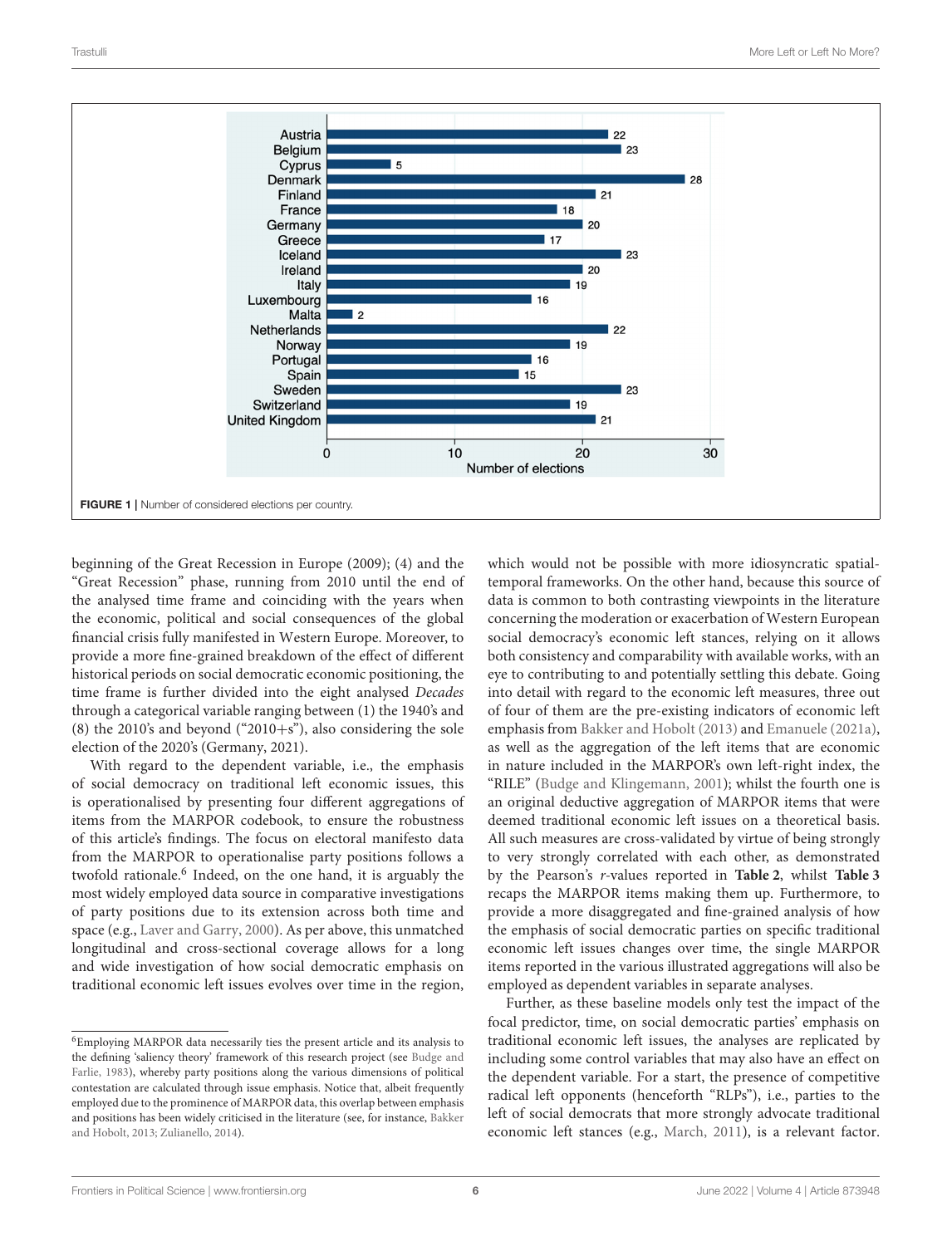FIGURE 1 | Number of considered elections per country.

beginning of the Great Recession in Europe (2009); (4) and the "Great Recession" phase, running from 2010 until the end of the analysed time frame and coinciding with the years when the economic, political and social consequences of the global financial crisis fully manifested in Western Europe. Moreover, to provide a more fine-grained breakdown of the effect of different historical periods on social democratic economic positioning, the time frame is further divided into the eight analysed *Decades* through a categorical variable ranging between (1) the 1940's and (8) the 2010's and beyond ("2010+s"), also considering the sole election of the 2020's (Germany, 2021).

With regard to the dependent variable, i.e., the emphasis of social democracy on traditional left economic issues, this is operationalised by presenting four different aggregations of items from the MARPOR codebook, to ensure the robustness of this article's findings. The focus on electoral manifesto data from the MARPOR to operationalise party positions follows a twofold rationale.[6] Indeed, on the one hand, it is arguably the most widely employed data source in comparative investigations of party positions due to its extension across both time and space (e.g., Laver and Garry, 2000). As per above, this unmatched longitudinal and cross-sectional coverage allows for a long and wide investigation of how social democratic emphasis on traditional economic left issues evolves over time in the region, which would not be possible with more idiosyncratic spatial-temporal frameworks. On the other hand, because this source of data is common to both contrasting viewpoints in the literature concerning the moderation or exacerbation of Western European social democracy's economic left stances, relying on it allows both consistency and comparability with available works, with an eye to contributing to and potentially settling this debate. Going into detail with regard to the economic left measures, three out of four of them are the pre-existing indicators of economic left emphasis from Bakker and Hobolt (2013) and Emanuele (2021a), as well as the aggregation of the left items that are economic in nature included in the MARPOR's own left-right index, the "RILE" (Budge and Klingemann, 2001); whilst the fourth one is an original deductive aggregation of MARPOR items that were deemed traditional economic left issues on a theoretical basis. All such measures are cross-validated by virtue of being strongly to very strongly correlated with each other, as demonstrated by the Pearson's *r*-values reported in **Table 2**, whilst **Table 3** recaps the MARPOR items making them up. Furthermore, to provide a more disaggregated and fine-grained analysis of how the emphasis of social democratic parties on specific traditional economic left issues changes over time, the single MARPOR items reported in the various illustrated aggregations will also be employed as dependent variables in separate analyses.

Further, as these baseline models only test the impact of the focal predictor, time, on social democratic parties' emphasis on traditional economic left issues, the analyses are replicated by including some control variables that may also have an effect on the dependent variable. For a start, the presence of competitive radical left opponents (henceforth "RLPs"), i.e., parties to the left of social democrats that more strongly advocate traditional economic left stances (e.g., March, 2011), is a relevant factor.

[6] Employing MARPOR data necessarily ties the present article and its analysis to the defining 'saliency theory' framework of this research project (see Budge and Farlie, 1983), whereby party positions along the various dimensions of political contestation are calculated through issue emphasis. Notice that, albeit frequently employed due to the prominence of MARPOR data, this overlap between emphasis and positions has been widely criticised in the literature (see, for instance, Bakker and Hobolt, 2013; Zulianello, 2014).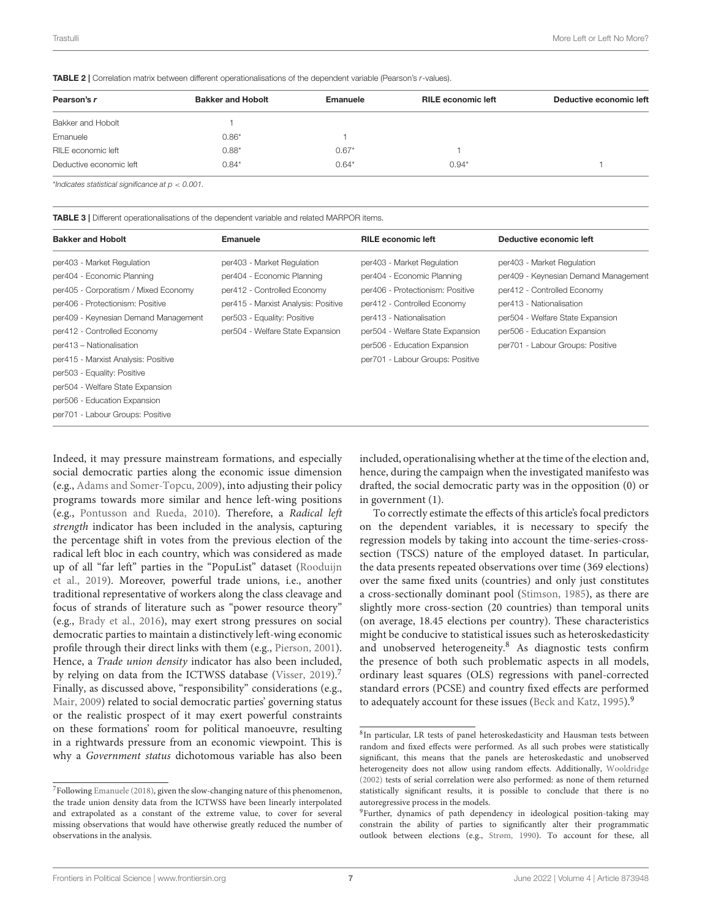**TABLE 2 |** Correlation matrix between different operationalisations of the dependent variable (Pearson's *r*-values).

| Pearson's *r* | Bakker and Hobolt | Emanuele | RILE economic left | Deductive economic left |
|---|---|---|---|---|
| Bakker and Hobolt | 1 | | | |
| Emanuele | 0.86* | 1 | | |
| RILE economic left | 0.88* | 0.67* | 1 | |
| Deductive economic left | 0.84* | 0.64* | 0.94* | 1 |

*\*Indicates statistical significance at $p < 0.001$.*

**TABLE 3 |** Different operationalisations of the dependent variable and related MARPOR items.

| Bakker and Hobolt | Emanuele | RILE economic left | Deductive economic left |
|---|---|---|---|
| per403 - Market Regulation | per403 - Market Regulation | per403 - Market Regulation | per403 - Market Regulation |
| per404 - Economic Planning | per404 - Economic Planning | per404 - Economic Planning | per409 - Keynesian Demand Management |
| per405 - Corporatism / Mixed Economy | per412 - Controlled Economy | per406 - Protectionism: Positive | per412 - Controlled Economy |
| per406 - Protectionism: Positive | per415 - Marxist Analysis: Positive | per412 - Controlled Economy | per413 - Nationalisation |
| per409 - Keynesian Demand Management | per503 - Equality: Positive | per413 - Nationalisation | per504 - Welfare State Expansion |
| per412 - Controlled Economy | per504 - Welfare State Expansion | per504 - Welfare State Expansion | per506 - Education Expansion |
| per413 – Nationalisation | | per506 - Education Expansion | per701 - Labour Groups: Positive |
| per415 - Marxist Analysis: Positive | | per701 - Labour Groups: Positive | |
| per503 - Equality: Positive | | | |
| per504 - Welfare State Expansion | | | |
| per506 - Education Expansion | | | |
| per701 - Labour Groups: Positive | | | |

Indeed, it may pressure mainstream formations, and especially social democratic parties along the economic issue dimension (e.g., Adams and Somer-Topcu, 2009), into adjusting their policy programs towards more similar and hence left-wing positions (e.g., Pontusson and Rueda, 2010). Therefore, a *Radical left strength* indicator has been included in the analysis, capturing the percentage shift in votes from the previous election of the radical left bloc in each country, which was considered as made up of all "far left" parties in the "PopuList" dataset (Rooduijn et al., 2019). Moreover, powerful trade unions, i.e., another traditional representative of workers along the class cleavage and focus of strands of literature such as "power resource theory" (e.g., Brady et al., 2016), may exert strong pressures on social democratic parties to maintain a distinctively left-wing economic profile through their direct links with them (e.g., Pierson, 2001). Hence, a *Trade union density* indicator has also been included, by relying on data from the ICTWSS database (Visser, 2019).[7] Finally, as discussed above, "responsibility" considerations (e.g., Mair, 2009) related to social democratic parties' governing status or the realistic prospect of it may exert powerful constraints on these formations' room for political manoeuvre, resulting in a rightwards pressure from an economic viewpoint. This is why a *Government status* dichotomous variable has also been included, operationalising whether at the time of the election and, hence, during the campaign when the investigated manifesto was drafted, the social democratic party was in the opposition (0) or in government (1).

To correctly estimate the effects of this article's focal predictors on the dependent variables, it is necessary to specify the regression models by taking into account the time-series-cross-section (TSCS) nature of the employed dataset. In particular, the data presents repeated observations over time (369 elections) over the same fixed units (countries) and only just constitutes a cross-sectionally dominant pool (Stimson, 1985), as there are slightly more cross-section (20 countries) than temporal units (on average, 18.45 elections per country). These characteristics might be conducive to statistical issues such as heteroskedasticity and unobserved heterogeneity.[8] As diagnostic tests confirm the presence of both such problematic aspects in all models, ordinary least squares (OLS) regressions with panel-corrected standard errors (PCSE) and country fixed effects are performed to adequately account for these issues (Beck and Katz, 1995).[9]

[7] Following Emanuele (2018), given the slow-changing nature of this phenomenon, the trade union density data from the ICTWSS have been linearly interpolated and extrapolated as a constant of the extreme value, to cover for several missing observations that would have otherwise greatly reduced the number of observations in the analysis.

[8] In particular, LR tests of panel heteroskedasticity and Hausman tests between random and fixed effects were performed. As all such probes were statistically significant, this means that the panels are heteroskedastic and unobserved heterogeneity does not allow using random effects. Additionally, Wooldridge (2002) tests of serial correlation were also performed: as none of them returned statistically significant results, it is possible to conclude that there is no autoregressive process in the models.

[9] Further, dynamics of path dependency in ideological position-taking may constrain the ability of parties to significantly alter their programmatic outlook between elections (e.g., Strøm, 1990). To account for these, all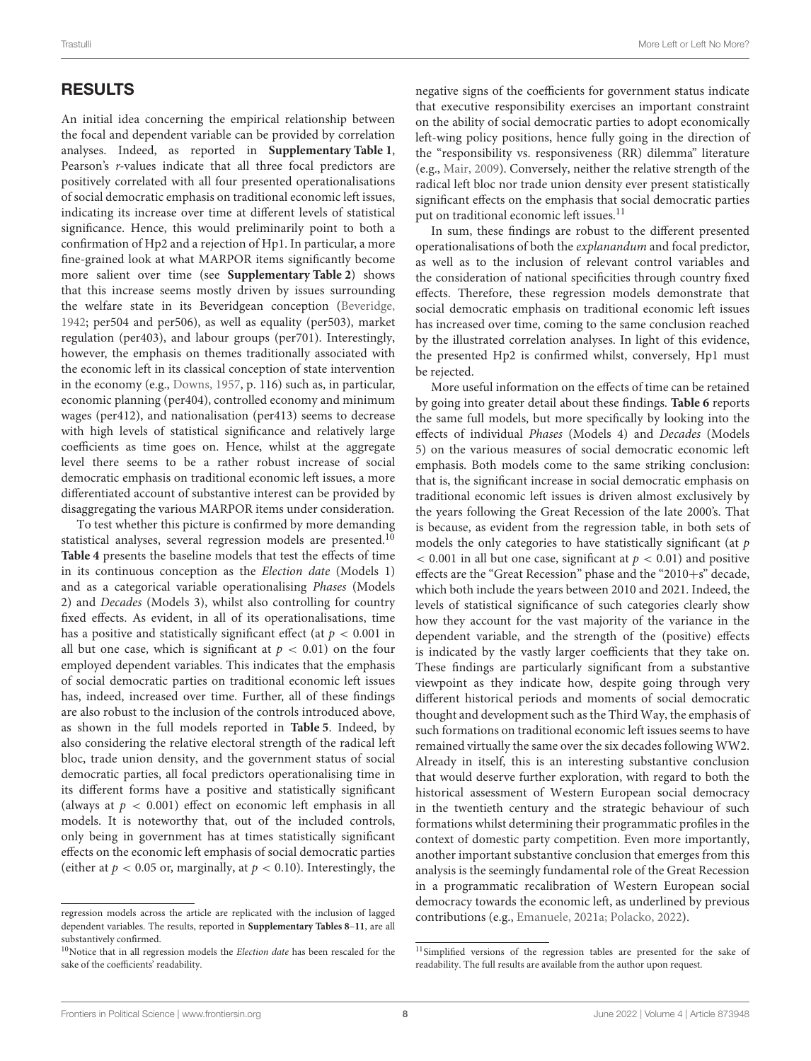## RESULTS

An initial idea concerning the empirical relationship between the focal and dependent variable can be provided by correlation analyses. Indeed, as reported in **Supplementary Table 1**, Pearson's *r*-values indicate that all three focal predictors are positively correlated with all four presented operationalisations of social democratic emphasis on traditional economic left issues, indicating its increase over time at different levels of statistical significance. Hence, this would preliminarily point to both a confirmation of Hp2 and a rejection of Hp1. In particular, a more fine-grained look at what MARPOR items significantly become more salient over time (see **Supplementary Table 2**) shows that this increase seems mostly driven by issues surrounding the welfare state in its Beveridgean conception (Beveridge, 1942; per504 and per506), as well as equality (per503), market regulation (per403), and labour groups (per701). Interestingly, however, the emphasis on themes traditionally associated with the economic left in its classical conception of state intervention in the economy (e.g., Downs, 1957, p. 116) such as, in particular, economic planning (per404), controlled economy and minimum wages (per412), and nationalisation (per413) seems to decrease with high levels of statistical significance and relatively large coefficients as time goes on. Hence, whilst at the aggregate level there seems to be a rather robust increase of social democratic emphasis on traditional economic left issues, a more differentiated account of substantive interest can be provided by disaggregating the various MARPOR items under consideration.

To test whether this picture is confirmed by more demanding statistical analyses, several regression models are presented.[10] **Table 4** presents the baseline models that test the effects of time in its continuous conception as the *Election date* (Models 1) and as a categorical variable operationalising *Phases* (Models 2) and *Decades* (Models 3), whilst also controlling for country fixed effects. As evident, in all of its operationalisations, time has a positive and statistically significant effect (at $p < 0.001$ in all but one case, which is significant at $p < 0.01$) on the four employed dependent variables. This indicates that the emphasis of social democratic parties on traditional economic left issues has, indeed, increased over time. Further, all of these findings are also robust to the inclusion of the controls introduced above, as shown in the full models reported in **Table 5**. Indeed, by also considering the relative electoral strength of the radical left bloc, trade union density, and the government status of social democratic parties, all focal predictors operationalising time in its different forms have a positive and statistically significant (always at $p < 0.001$) effect on economic left emphasis in all models. It is noteworthy that, out of the included controls, only being in government has at times statistically significant effects on the economic left emphasis of social democratic parties (either at $p < 0.05$ or, marginally, at $p < 0.10$). Interestingly, the negative signs of the coefficients for government status indicate that executive responsibility exercises an important constraint on the ability of social democratic parties to adopt economically left-wing policy positions, hence fully going in the direction of the "responsibility vs. responsiveness (RR) dilemma" literature (e.g., Mair, 2009). Conversely, neither the relative strength of the radical left bloc nor trade union density ever present statistically significant effects on the emphasis that social democratic parties put on traditional economic left issues.[11]

In sum, these findings are robust to the different presented operationalisations of both the *explanandum* and focal predictor, as well as to the inclusion of relevant control variables and the consideration of national specificities through country fixed effects. Therefore, these regression models demonstrate that social democratic emphasis on traditional economic left issues has increased over time, coming to the same conclusion reached by the illustrated correlation analyses. In light of this evidence, the presented Hp2 is confirmed whilst, conversely, Hp1 must be rejected.

More useful information on the effects of time can be retained by going into greater detail about these findings. **Table 6** reports the same full models, but more specifically by looking into the effects of individual *Phases* (Models 4) and *Decades* (Models 5) on the various measures of social democratic economic left emphasis. Both models come to the same striking conclusion: that is, the significant increase in social democratic emphasis on traditional economic left issues is driven almost exclusively by the years following the Great Recession of the late 2000's. That is because, as evident from the regression table, in both sets of models the only categories to have statistically significant (at $p < 0.001$ in all but one case, significant at $p < 0.01$) and positive effects are the "Great Recession" phase and the "2010+s" decade, which both include the years between 2010 and 2021. Indeed, the levels of statistical significance of such categories clearly show how they account for the vast majority of the variance in the dependent variable, and the strength of the (positive) effects is indicated by the vastly larger coefficients that they take on. These findings are particularly significant from a substantive viewpoint as they indicate how, despite going through very different historical periods and moments of social democratic thought and development such as the Third Way, the emphasis of such formations on traditional economic left issues seems to have remained virtually the same over the six decades following WW2. Already in itself, this is an interesting substantive conclusion that would deserve further exploration, with regard to both the historical assessment of Western European social democracy in the twentieth century and the strategic behaviour of such formations whilst determining their programmatic profiles in the context of domestic party competition. Even more importantly, another important substantive conclusion that emerges from this analysis is the seemingly fundamental role of the Great Recession in a programmatic recalibration of Western European social democracy towards the economic left, as underlined by previous contributions (e.g., Emanuele, 2021a; Polacko, 2022).

---

regression models across the article are replicated with the inclusion of lagged dependent variables. The results, reported in **Supplementary Tables 8–11**, are all substantively confirmed.

[10] Notice that in all regression models the *Election date* has been rescaled for the sake of the coefficients' readability.

[11] Simplified versions of the regression tables are presented for the sake of readability. The full results are available from the author upon request.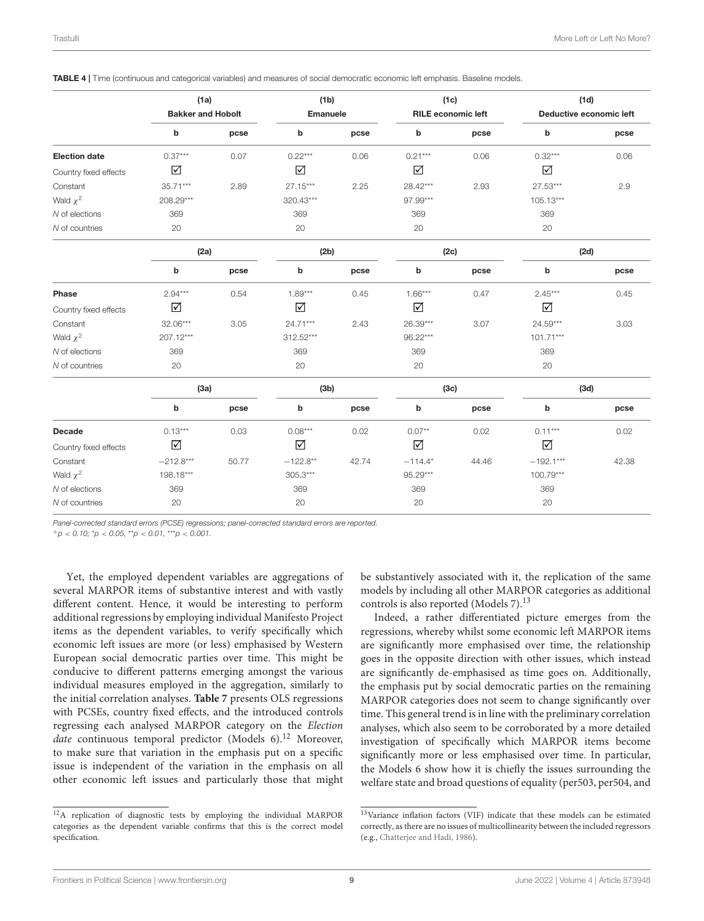**TABLE 4 |** Time (continuous and categorical variables) and measures of social democratic economic left emphasis. Baseline models.

| | (1a) | | (1b) | | (1c) | | (1d) | |
|---|---|---|---|---|---|---|---|---|
| | Bakker and Hobolt | | Emanuele | | RILE economic left | | Deductive economic left | |
| | b | pcse | b | pcse | b | pcse | b | pcse |
| **Election date** | 0.37*** | 0.07 | 0.22*** | 0.06 | 0.21*** | 0.06 | 0.32*** | 0.06 |
| Country fixed effects | ☑ | | ☑ | | ☑ | | ☑ | |
| Constant | 35.71*** | 2.89 | 27.15*** | 2.25 | 28.42*** | 2.93 | 27.53*** | 2.9 |
| Wald $\chi^2$ | 208.29*** | | 320.43*** | | 97.99*** | | 105.13*** | |
| *N* of elections | 369 | | 369 | | 369 | | 369 | |
| *N* of countries | 20 | | 20 | | 20 | | 20 | |
| | **(2a)** | | **(2b)** | | **(2c)** | | **(2d)** | |
| | b | pcse | b | pcse | b | pcse | b | pcse |
| **Phase** | 2.94*** | 0.54 | 1.89*** | 0.45 | 1.66*** | 0.47 | 2.45*** | 0.45 |
| Country fixed effects | ☑ | | ☑ | | ☑ | | ☑ | |
| Constant | 32.06*** | 3.05 | 24.71*** | 2.43 | 26.39*** | 3.07 | 24.59*** | 3.03 |
| Wald $\chi^2$ | 207.12*** | | 312.52*** | | 96.22*** | | 101.71*** | |
| *N* of elections | 369 | | 369 | | 369 | | 369 | |
| *N* of countries | 20 | | 20 | | 20 | | 20 | |
| | **(3a)** | | **(3b)** | | **(3c)** | | **(3d)** | |
| | b | pcse | b | pcse | b | pcse | b | pcse |
| **Decade** | 0.13*** | 0.03 | 0.08*** | 0.02 | 0.07** | 0.02 | 0.11*** | 0.02 |
| Country fixed effects | ☑ | | ☑ | | ☑ | | ☑ | |
| Constant | −212.8*** | 50.77 | −122.8** | 42.74 | −114.4* | 44.46 | −192.1*** | 42.38 |
| Wald $\chi^2$ | 198.18*** | | 305.3*** | | 95.29*** | | 100.79*** | |
| *N* of elections | 369 | | 369 | | 369 | | 369 | |
| *N* of countries | 20 | | 20 | | 20 | | 20 | |

*Panel-corrected standard errors (PCSE) regressions; panel-corrected standard errors are reported.*
$^{+}p < 0.10$; $^{*}p < 0.05$, $^{**}p < 0.01$, $^{***}p < 0.001$.

Yet, the employed dependent variables are aggregations of several MARPOR items of substantive interest and with vastly different content. Hence, it would be interesting to perform additional regressions by employing individual Manifesto Project items as the dependent variables, to verify specifically which economic left issues are more (or less) emphasised by Western European social democratic parties over time. This might be conducive to different patterns emerging amongst the various individual measures employed in the aggregation, similarly to the initial correlation analyses. **Table 7** presents OLS regressions with PCSEs, country fixed effects, and the introduced controls regressing each analysed MARPOR category on the *Election date* continuous temporal predictor (Models 6).[12] Moreover, to make sure that variation in the emphasis put on a specific issue is independent of the variation in the emphasis on all other economic left issues and particularly those that might be substantively associated with it, the replication of the same models by including all other MARPOR categories as additional controls is also reported (Models 7).[13]

Indeed, a rather differentiated picture emerges from the regressions, whereby whilst some economic left MARPOR items are significantly more emphasised over time, the relationship goes in the opposite direction with other issues, which instead are significantly de-emphasised as time goes on. Additionally, the emphasis put by social democratic parties on the remaining MARPOR categories does not seem to change significantly over time. This general trend is in line with the preliminary correlation analyses, which also seem to be corroborated by a more detailed investigation of specifically which MARPOR items become significantly more or less emphasised over time. In particular, the Models 6 show how it is chiefly the issues surrounding the welfare state and broad questions of equality (per503, per504, and

[12] A replication of diagnostic tests by employing the individual MARPOR categories as the dependent variable confirms that this is the correct model specification.

[13] Variance inflation factors (VIF) indicate that these models can be estimated correctly, as there are no issues of multicollinearity between the included regressors (e.g., Chatterjee and Hadi, 1986).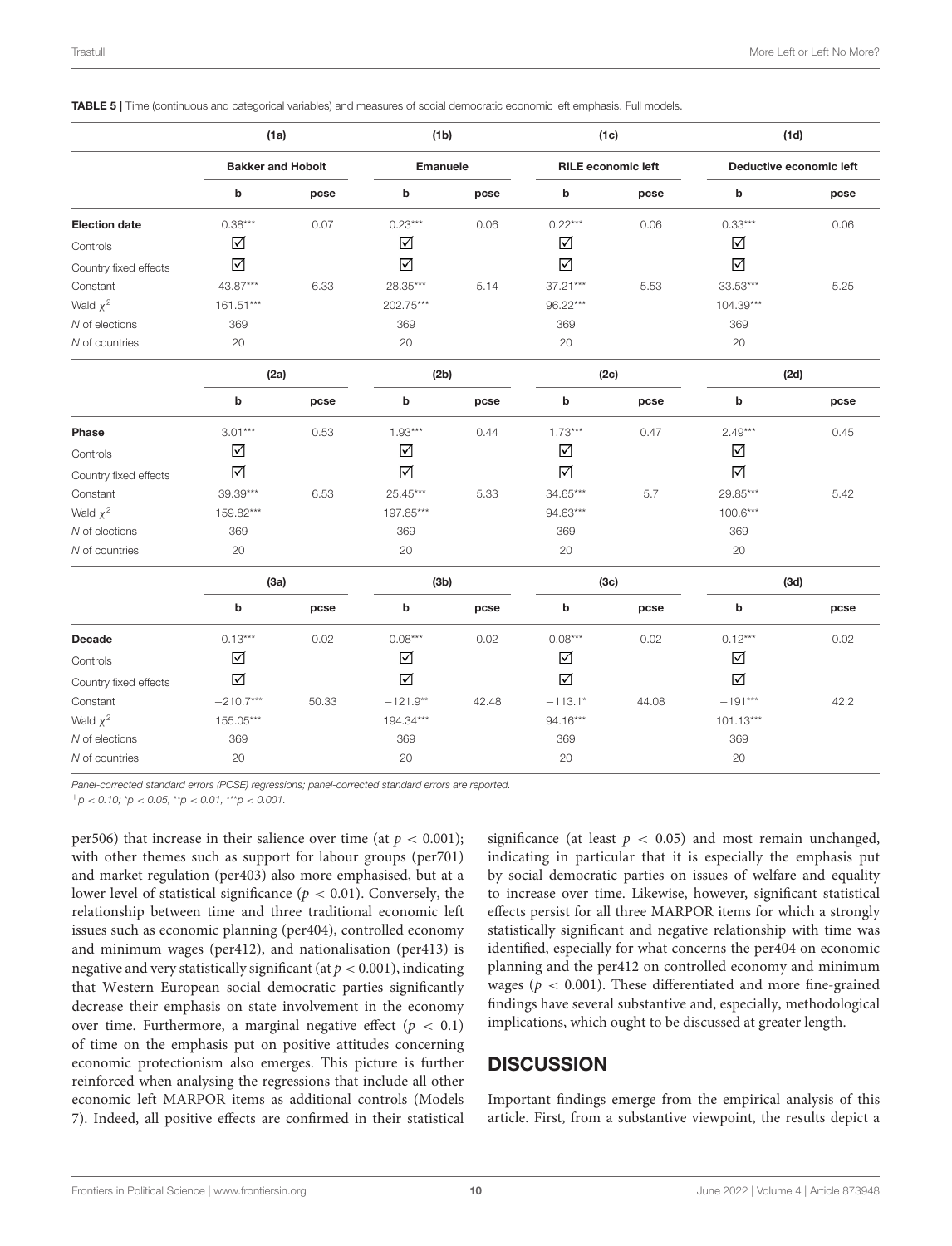**TABLE 5 |** Time (continuous and categorical variables) and measures of social democratic economic left emphasis. Full models.

| | (1a) | | (1b) | | (1c) | | (1d) | |
|---|---|---|---|---|---|---|---|---|
| | **Bakker and Hobolt** | | **Emanuele** | | **RILE economic left** | | **Deductive economic left** | |
| | **b** | **pcse** | **b** | **pcse** | **b** | **pcse** | **b** | **pcse** |
| **Election date** | 0.38*** | 0.07 | 0.23*** | 0.06 | 0.22*** | 0.06 | 0.33*** | 0.06 |
| Controls | ☑ | | ☑ | | ☑ | | ☑ | |
| Country fixed effects | ☑ | | ☑ | | ☑ | | ☑ | |
| Constant | 43.87*** | 6.33 | 28.35*** | 5.14 | 37.21*** | 5.53 | 33.53*** | 5.25 |
| Wald $\chi^2$ | 161.51*** | | 202.75*** | | 96.22*** | | 104.39*** | |
| *N* of elections | 369 | | 369 | | 369 | | 369 | |
| *N* of countries | 20 | | 20 | | 20 | | 20 | |
| | **(2a)** | | **(2b)** | | **(2c)** | | **(2d)** | |
| | **b** | **pcse** | **b** | **pcse** | **b** | **pcse** | **b** | **pcse** |
| **Phase** | 3.01*** | 0.53 | 1.93*** | 0.44 | 1.73*** | 0.47 | 2.49*** | 0.45 |
| Controls | ☑ | | ☑ | | ☑ | | ☑ | |
| Country fixed effects | ☑ | | ☑ | | ☑ | | ☑ | |
| Constant | 39.39*** | 6.53 | 25.45*** | 5.33 | 34.65*** | 5.7 | 29.85*** | 5.42 |
| Wald $\chi^2$ | 159.82*** | | 197.85*** | | 94.63*** | | 100.6*** | |
| *N* of elections | 369 | | 369 | | 369 | | 369 | |
| *N* of countries | 20 | | 20 | | 20 | | 20 | |
| | **(3a)** | | **(3b)** | | **(3c)** | | **(3d)** | |
| | **b** | **pcse** | **b** | **pcse** | **b** | **pcse** | **b** | **pcse** |
| **Decade** | 0.13*** | 0.02 | 0.08*** | 0.02 | 0.08*** | 0.02 | 0.12*** | 0.02 |
| Controls | ☑ | | ☑ | | ☑ | | ☑ | |
| Country fixed effects | ☑ | | ☑ | | ☑ | | ☑ | |
| Constant | −210.7*** | 50.33 | −121.9** | 42.48 | −113.1* | 44.08 | −191*** | 42.2 |
| Wald $\chi^2$ | 155.05*** | | 194.34*** | | 94.16*** | | 101.13*** | |
| *N* of elections | 369 | | 369 | | 369 | | 369 | |
| *N* of countries | 20 | | 20 | | 20 | | 20 | |

*Panel-corrected standard errors (PCSE) regressions; panel-corrected standard errors are reported.*
*+p < 0.10; *p < 0.05, **p < 0.01, ***p < 0.001.*

per506) that increase in their salience over time (at $p < 0.001$); with other themes such as support for labour groups (per701) and market regulation (per403) also more emphasised, but at a lower level of statistical significance ($p < 0.01$). Conversely, the relationship between time and three traditional economic left issues such as economic planning (per404), controlled economy and minimum wages (per412), and nationalisation (per413) is negative and very statistically significant (at $p < 0.001$), indicating that Western European social democratic parties significantly decrease their emphasis on state involvement in the economy over time. Furthermore, a marginal negative effect ($p < 0.1$) of time on the emphasis put on positive attitudes concerning economic protectionism also emerges. This picture is further reinforced when analysing the regressions that include all other economic left MARPOR items as additional controls (Models 7). Indeed, all positive effects are confirmed in their statistical significance (at least $p < 0.05$) and most remain unchanged, indicating in particular that it is especially the emphasis put by social democratic parties on issues of welfare and equality to increase over time. Likewise, however, significant statistical effects persist for all three MARPOR items for which a strongly statistically significant and negative relationship with time was identified, especially for what concerns the per404 on economic planning and the per412 on controlled economy and minimum wages ($p < 0.001$). These differentiated and more fine-grained findings have several substantive and, especially, methodological implications, which ought to be discussed at greater length.

## DISCUSSION

Important findings emerge from the empirical analysis of this article. First, from a substantive viewpoint, the results depict a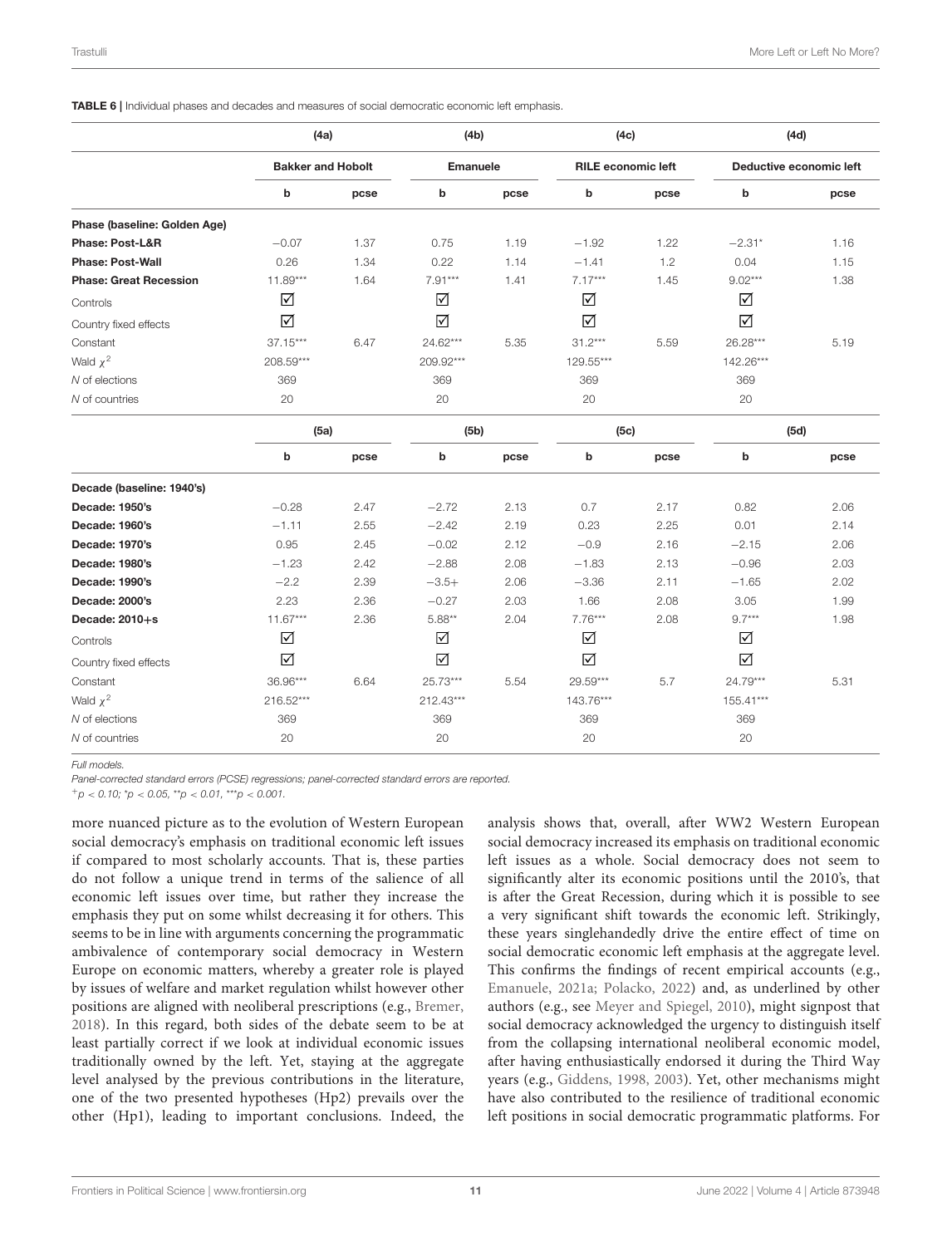**TABLE 6 |** Individual phases and decades and measures of social democratic economic left emphasis.

| | (4a) | | (4b) | | (4c) | | (4d) | |
|---|---|---|---|---|---|---|---|---|
| | Bakker and Hobolt | | Emanuele | | RILE economic left | | Deductive economic left | |
| | b | pcse | b | pcse | b | pcse | b | pcse |
| **Phase (baseline: Golden Age)** | | | | | | | | |
| **Phase: Post-L&R** | −0.07 | 1.37 | 0.75 | 1.19 | −1.92 | 1.22 | −2.31* | 1.16 |
| **Phase: Post-Wall** | 0.26 | 1.34 | 0.22 | 1.14 | −1.41 | 1.2 | 0.04 | 1.15 |
| **Phase: Great Recession** | 11.89*** | 1.64 | 7.91*** | 1.41 | 7.17*** | 1.45 | 9.02*** | 1.38 |
| Controls | ☑ | | ☑ | | ☑ | | ☑ | |
| Country fixed effects | ☑ | | ☑ | | ☑ | | ☑ | |
| Constant | 37.15*** | 6.47 | 24.62*** | 5.35 | 31.2*** | 5.59 | 26.28*** | 5.19 |
| Wald $\chi^2$ | 208.59*** | | 209.92*** | | 129.55*** | | 142.26*** | |
| *N* of elections | 369 | | 369 | | 369 | | 369 | |
| *N* of countries | 20 | | 20 | | 20 | | 20 | |
| | **(5a)** | | **(5b)** | | **(5c)** | | **(5d)** | |
| | b | pcse | b | pcse | b | pcse | b | pcse |
| **Decade (baseline: 1940's)** | | | | | | | | |
| **Decade: 1950's** | −0.28 | 2.47 | −2.72 | 2.13 | 0.7 | 2.17 | 0.82 | 2.06 |
| **Decade: 1960's** | −1.11 | 2.55 | −2.42 | 2.19 | 0.23 | 2.25 | 0.01 | 2.14 |
| **Decade: 1970's** | 0.95 | 2.45 | −0.02 | 2.12 | −0.9 | 2.16 | −2.15 | 2.06 |
| **Decade: 1980's** | −1.23 | 2.42 | −2.88 | 2.08 | −1.83 | 2.13 | −0.96 | 2.03 |
| **Decade: 1990's** | −2.2 | 2.39 | −3.5+ | 2.06 | −3.36 | 2.11 | −1.65 | 2.02 |
| **Decade: 2000's** | 2.23 | 2.36 | −0.27 | 2.03 | 1.66 | 2.08 | 3.05 | 1.99 |
| **Decade: 2010+s** | 11.67*** | 2.36 | 5.88** | 2.04 | 7.76*** | 2.08 | 9.7*** | 1.98 |
| Controls | ☑ | | ☑ | | ☑ | | ☑ | |
| Country fixed effects | ☑ | | ☑ | | ☑ | | ☑ | |
| Constant | 36.96*** | 6.64 | 25.73*** | 5.54 | 29.59*** | 5.7 | 24.79*** | 5.31 |
| Wald $\chi^2$ | 216.52*** | | 212.43*** | | 143.76*** | | 155.41*** | |
| *N* of elections | 369 | | 369 | | 369 | | 369 | |
| *N* of countries | 20 | | 20 | | 20 | | 20 | |

*Full models.*

*Panel-corrected standard errors (PCSE) regressions; panel-corrected standard errors are reported.*

*+p < 0.10; *p < 0.05, **p < 0.01, ***p < 0.001.*

more nuanced picture as to the evolution of Western European social democracy's emphasis on traditional economic left issues if compared to most scholarly accounts. That is, these parties do not follow a unique trend in terms of the salience of all economic left issues over time, but rather they increase the emphasis they put on some whilst decreasing it for others. This seems to be in line with arguments concerning the programmatic ambivalence of contemporary social democracy in Western Europe on economic matters, whereby a greater role is played by issues of welfare and market regulation whilst however other positions are aligned with neoliberal prescriptions (e.g., Bremer, 2018). In this regard, both sides of the debate seem to be at least partially correct if we look at individual economic issues traditionally owned by the left. Yet, staying at the aggregate level analysed by the previous contributions in the literature, one of the two presented hypotheses (Hp2) prevails over the other (Hp1), leading to important conclusions. Indeed, the analysis shows that, overall, after WW2 Western European social democracy increased its emphasis on traditional economic left issues as a whole. Social democracy does not seem to significantly alter its economic positions until the 2010's, that is after the Great Recession, during which it is possible to see a very significant shift towards the economic left. Strikingly, these years singlehandedly drive the entire effect of time on social democratic economic left emphasis at the aggregate level. This confirms the findings of recent empirical accounts (e.g., Emanuele, 2021a; Polacko, 2022) and, as underlined by other authors (e.g., see Meyer and Spiegel, 2010), might signpost that social democracy acknowledged the urgency to distinguish itself from the collapsing international neoliberal economic model, after having enthusiastically endorsed it during the Third Way years (e.g., Giddens, 1998, 2003). Yet, other mechanisms might have also contributed to the resilience of traditional economic left positions in social democratic programmatic platforms. For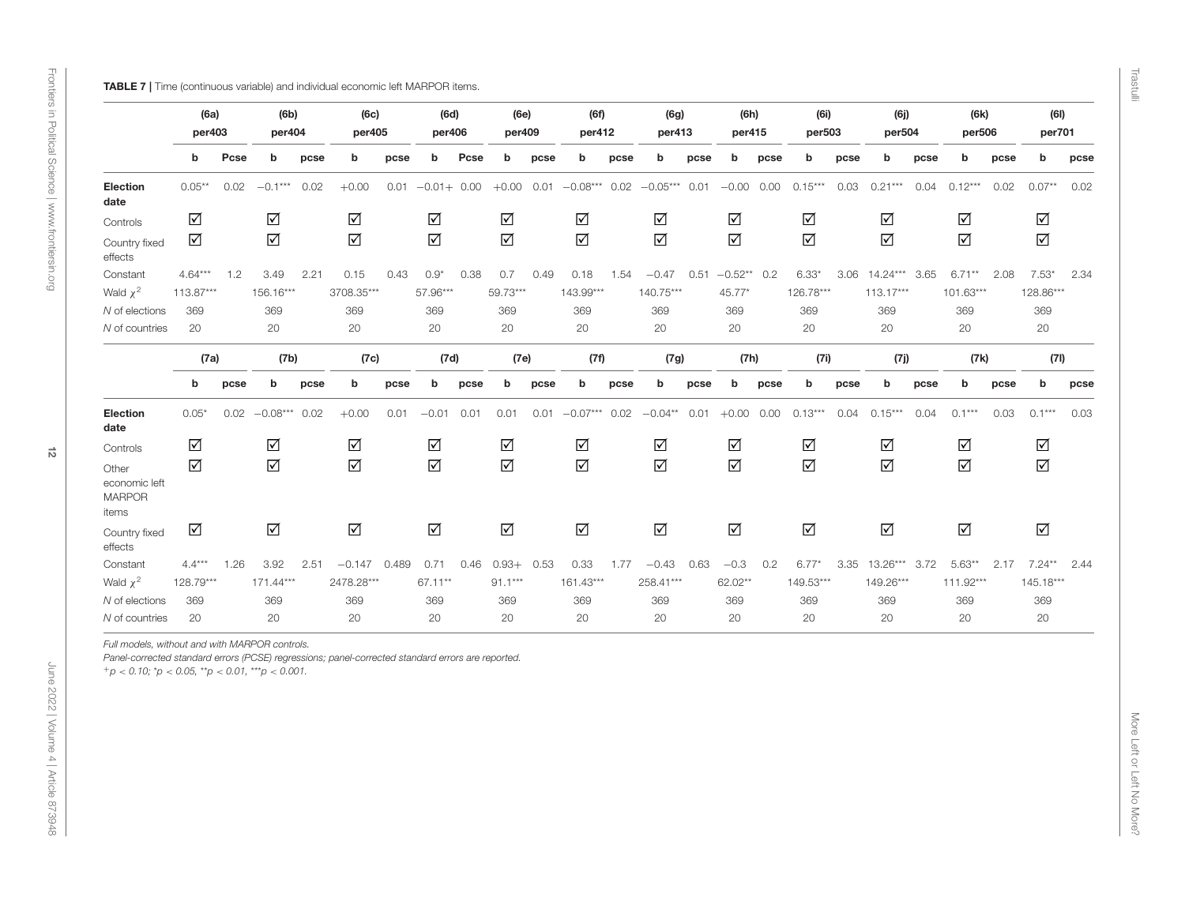**TABLE 7 |** Time (continuous variable) and individual economic left MARPOR items.

| | (6a) per403 | | (6b) per404 | | (6c) per405 | | (6d) per406 | | (6e) per409 | | (6f) per412 | | (6g) per413 | | (6h) per415 | | (6i) per503 | | (6j) per504 | | (6k) per506 | | (6l) per701 | |
|---|---|---|---|---|---|---|---|---|---|---|---|---|---|---|---|---|---|---|---|---|---|---|---|---|
| | b | Pcse | b | pcse | b | pcse | b | Pcse | b | pcse | b | pcse | b | pcse | b | pcse | b | pcse | b | pcse | b | pcse | b | pcse |
| **Election date** | 0.05** | 0.02 | −0.1*** | 0.02 | +0.00 | 0.01 | −0.01+ | 0.00 | +0.00 | 0.01 | −0.08*** | 0.02 | −0.05*** | 0.01 | −0.00 | 0.00 | 0.15*** | 0.03 | 0.21*** | 0.04 | 0.12*** | 0.02 | 0.07** | 0.02 |
| Controls | ☑ | | ☑ | | ☑ | | ☑ | | ☑ | | ☑ | | ☑ | | ☑ | | ☑ | | ☑ | | ☑ | | ☑ | |
| Country fixed effects | ☑ | | ☑ | | ☑ | | ☑ | | ☑ | | ☑ | | ☑ | | ☑ | | ☑ | | ☑ | | ☑ | | ☑ | |
| Constant | 4.64*** | 1.2 | 3.49 | 2.21 | 0.15 | 0.43 | 0.9* | 0.38 | 0.7 | 0.49 | 0.18 | 1.54 | −0.47 | 0.51 | −0.52** | 0.2 | 6.33* | 3.06 | 14.24*** | 3.65 | 6.71** | 2.08 | 7.53* | 2.34 |
| Wald $\chi^2$ | 113.87*** | | 156.16*** | | 3708.35*** | | 57.96*** | | 59.73*** | | 143.99*** | | 140.75*** | | 45.77* | | 126.78*** | | 113.17*** | | 101.63*** | | 128.86*** | |
| *N* of elections | 369 | | 369 | | 369 | | 369 | | 369 | | 369 | | 369 | | 369 | | 369 | | 369 | | 369 | | 369 | |
| *N* of countries | 20 | | 20 | | 20 | | 20 | | 20 | | 20 | | 20 | | 20 | | 20 | | 20 | | 20 | | 20 | |
| | **(7a)** | | **(7b)** | | **(7c)** | | **(7d)** | | **(7e)** | | **(7f)** | | **(7g)** | | **(7h)** | | **(7i)** | | **(7j)** | | **(7k)** | | **(7l)** | |
| | b | pcse | b | pcse | b | pcse | b | pcse | b | pcse | b | pcse | b | pcse | b | pcse | b | pcse | b | pcse | b | pcse | b | pcse |
| **Election date** | 0.05* | 0.02 | −0.08*** | 0.02 | +0.00 | 0.01 | −0.01 | 0.01 | 0.01 | 0.01 | −0.07*** | 0.02 | −0.04** | 0.01 | +0.00 | 0.00 | 0.13*** | 0.04 | 0.15*** | 0.04 | 0.1*** | 0.03 | 0.1*** | 0.03 |
| Controls | ☑ | | ☑ | | ☑ | | ☑ | | ☑ | | ☑ | | ☑ | | ☑ | | ☑ | | ☑ | | ☑ | | ☑ | |
| Other economic left MARPOR items | ☑ | | ☑ | | ☑ | | ☑ | | ☑ | | ☑ | | ☑ | | ☑ | | ☑ | | ☑ | | ☑ | | ☑ | |
| Country fixed effects | ☑ | | ☑ | | ☑ | | ☑ | | ☑ | | ☑ | | ☑ | | ☑ | | ☑ | | ☑ | | ☑ | | ☑ | |
| Constant | 4.4*** | 1.26 | 3.92 | 2.51 | −0.147 | 0.489 | 0.71 | 0.46 | 0.93+ | 0.53 | 0.33 | 1.77 | −0.43 | 0.63 | −0.3 | 0.2 | 6.77* | 3.35 | 13.26*** | 3.72 | 5.63** | 2.17 | 7.24** | 2.44 |
| Wald $\chi^2$ | 128.79*** | | 171.44*** | | 2478.28*** | | 67.11** | | 91.1*** | | 161.43*** | | 258.41*** | | 62.02** | | 149.53*** | | 149.26*** | | 111.92*** | | 145.18*** | |
| *N* of elections | 369 | | 369 | | 369 | | 369 | | 369 | | 369 | | 369 | | 369 | | 369 | | 369 | | 369 | | 369 | |
| *N* of countries | 20 | | 20 | | 20 | | 20 | | 20 | | 20 | | 20 | | 20 | | 20 | | 20 | | 20 | | 20 | |

*Full models, without and with MARPOR controls.*

*Panel-corrected standard errors (PCSE) regressions; panel-corrected standard errors are reported.*

$^{+}p < 0.10$; $^{*}p < 0.05$, $^{**}p < 0.01$, $^{***}p < 0.001$.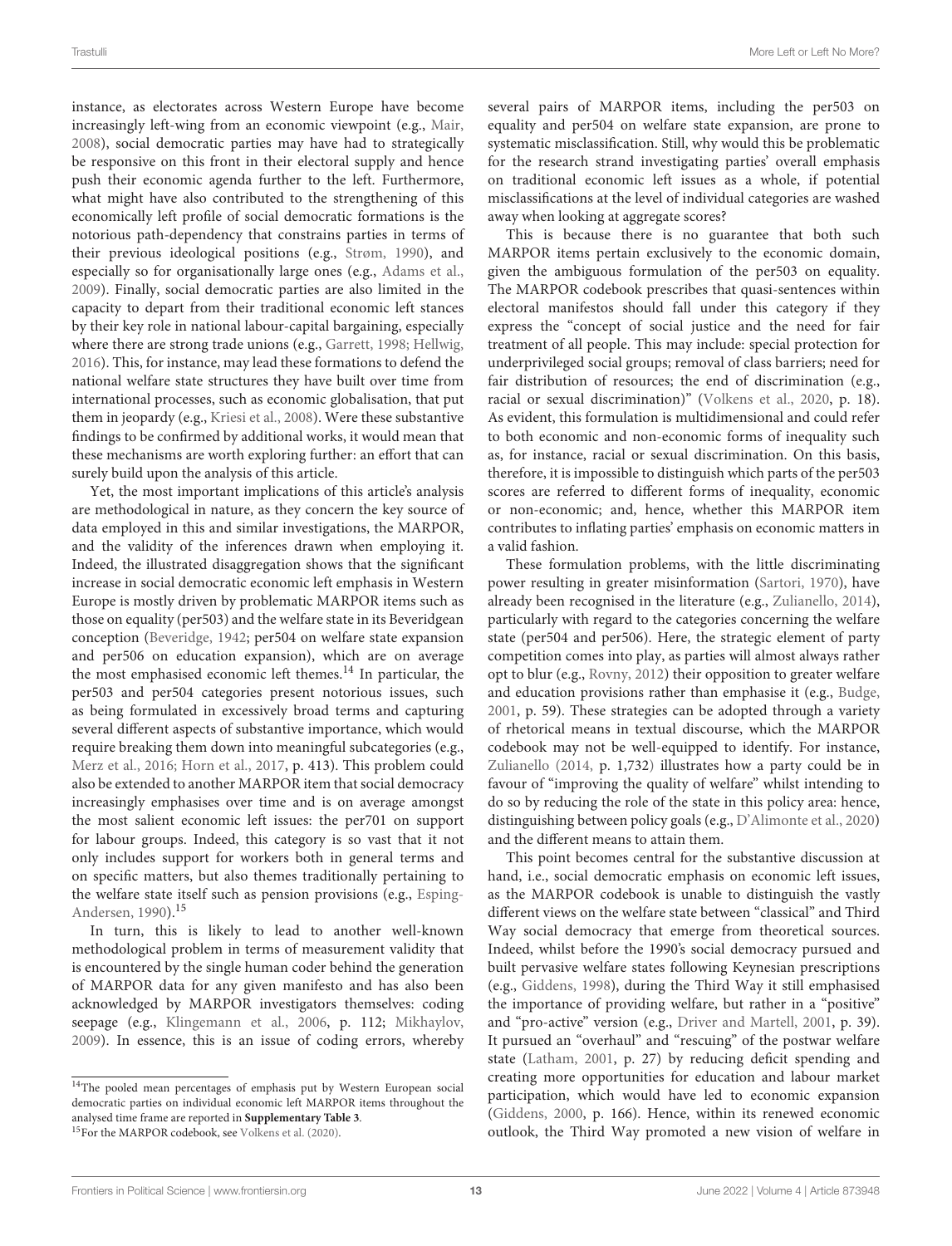instance, as electorates across Western Europe have become increasingly left-wing from an economic viewpoint (e.g., Mair, 2008), social democratic parties may have had to strategically be responsive on this front in their electoral supply and hence push their economic agenda further to the left. Furthermore, what might have also contributed to the strengthening of this economically left profile of social democratic formations is the notorious path-dependency that constrains parties in terms of their previous ideological positions (e.g., Strøm, 1990), and especially so for organisationally large ones (e.g., Adams et al., 2009). Finally, social democratic parties are also limited in the capacity to depart from their traditional economic left stances by their key role in national labour-capital bargaining, especially where there are strong trade unions (e.g., Garrett, 1998; Hellwig, 2016). This, for instance, may lead these formations to defend the national welfare state structures they have built over time from international processes, such as economic globalisation, that put them in jeopardy (e.g., Kriesi et al., 2008). Were these substantive findings to be confirmed by additional works, it would mean that these mechanisms are worth exploring further: an effort that can surely build upon the analysis of this article.

Yet, the most important implications of this article's analysis are methodological in nature, as they concern the key source of data employed in this and similar investigations, the MARPOR, and the validity of the inferences drawn when employing it. Indeed, the illustrated disaggregation shows that the significant increase in social democratic economic left emphasis in Western Europe is mostly driven by problematic MARPOR items such as those on equality (per503) and the welfare state in its Beveridgean conception (Beveridge, 1942; per504 on welfare state expansion and per506 on education expansion), which are on average the most emphasised economic left themes.[14] In particular, the per503 and per504 categories present notorious issues, such as being formulated in excessively broad terms and capturing several different aspects of substantive importance, which would require breaking them down into meaningful subcategories (e.g., Merz et al., 2016; Horn et al., 2017, p. 413). This problem could also be extended to another MARPOR item that social democracy increasingly emphasises over time and is on average amongst the most salient economic left issues: the per701 on support for labour groups. Indeed, this category is so vast that it not only includes support for workers both in general terms and on specific matters, but also themes traditionally pertaining to the welfare state itself such as pension provisions (e.g., Esping-Andersen, 1990).[15]

In turn, this is likely to lead to another well-known methodological problem in terms of measurement validity that is encountered by the single human coder behind the generation of MARPOR data for any given manifesto and has also been acknowledged by MARPOR investigators themselves: coding seepage (e.g., Klingemann et al., 2006, p. 112; Mikhaylov, 2009). In essence, this is an issue of coding errors, whereby several pairs of MARPOR items, including the per503 on equality and per504 on welfare state expansion, are prone to systematic misclassification. Still, why would this be problematic for the research strand investigating parties' overall emphasis on traditional economic left issues as a whole, if potential misclassifications at the level of individual categories are washed away when looking at aggregate scores?

This is because there is no guarantee that both such MARPOR items pertain exclusively to the economic domain, given the ambiguous formulation of the per503 on equality. The MARPOR codebook prescribes that quasi-sentences within electoral manifestos should fall under this category if they express the "concept of social justice and the need for fair treatment of all people. This may include: special protection for underprivileged social groups; removal of class barriers; need for fair distribution of resources; the end of discrimination (e.g., racial or sexual discrimination)" (Volkens et al., 2020, p. 18). As evident, this formulation is multidimensional and could refer to both economic and non-economic forms of inequality such as, for instance, racial or sexual discrimination. On this basis, therefore, it is impossible to distinguish which parts of the per503 scores are referred to different forms of inequality, economic or non-economic; and, hence, whether this MARPOR item contributes to inflating parties' emphasis on economic matters in a valid fashion.

These formulation problems, with the little discriminating power resulting in greater misinformation (Sartori, 1970), have already been recognised in the literature (e.g., Zulianello, 2014), particularly with regard to the categories concerning the welfare state (per504 and per506). Here, the strategic element of party competition comes into play, as parties will almost always rather opt to blur (e.g., Rovny, 2012) their opposition to greater welfare and education provisions rather than emphasise it (e.g., Budge, 2001, p. 59). These strategies can be adopted through a variety of rhetorical means in textual discourse, which the MARPOR codebook may not be well-equipped to identify. For instance, Zulianello (2014, p. 1,732) illustrates how a party could be in favour of "improving the quality of welfare" whilst intending to do so by reducing the role of the state in this policy area: hence, distinguishing between policy goals (e.g., D'Alimonte et al., 2020) and the different means to attain them.

This point becomes central for the substantive discussion at hand, i.e., social democratic emphasis on economic left issues, as the MARPOR codebook is unable to distinguish the vastly different views on the welfare state between "classical" and Third Way social democracy that emerge from theoretical sources. Indeed, whilst before the 1990's social democracy pursued and built pervasive welfare states following Keynesian prescriptions (e.g., Giddens, 1998), during the Third Way it still emphasised the importance of providing welfare, but rather in a "positive" and "pro-active" version (e.g., Driver and Martell, 2001, p. 39). It pursued an "overhaul" and "rescuing" of the postwar welfare state (Latham, 2001, p. 27) by reducing deficit spending and creating more opportunities for education and labour market participation, which would have led to economic expansion (Giddens, 2000, p. 166). Hence, within its renewed economic outlook, the Third Way promoted a new vision of welfare in

[14] The pooled mean percentages of emphasis put by Western European social democratic parties on individual economic left MARPOR items throughout the analysed time frame are reported in **Supplementary Table 3**.

[15] For the MARPOR codebook, see Volkens et al. (2020).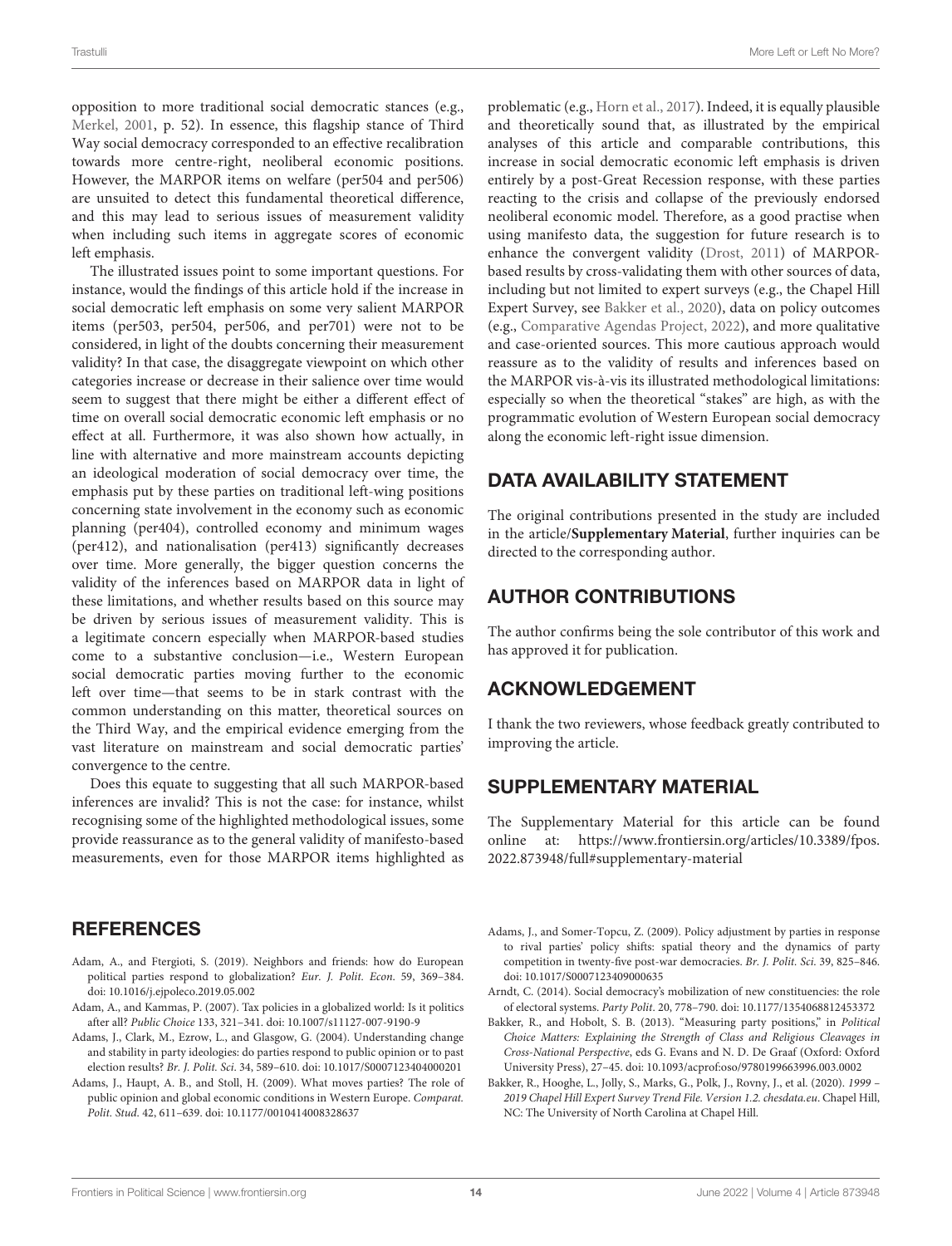opposition to more traditional social democratic stances (e.g., Merkel, 2001, p. 52). In essence, this flagship stance of Third Way social democracy corresponded to an effective recalibration towards more centre-right, neoliberal economic positions. However, the MARPOR items on welfare (per504 and per506) are unsuited to detect this fundamental theoretical difference, and this may lead to serious issues of measurement validity when including such items in aggregate scores of economic left emphasis.

The illustrated issues point to some important questions. For instance, would the findings of this article hold if the increase in social democratic left emphasis on some very salient MARPOR items (per503, per504, per506, and per701) were not to be considered, in light of the doubts concerning their measurement validity? In that case, the disaggregate viewpoint on which other categories increase or decrease in their salience over time would seem to suggest that there might be either a different effect of time on overall social democratic economic left emphasis or no effect at all. Furthermore, it was also shown how actually, in line with alternative and more mainstream accounts depicting an ideological moderation of social democracy over time, the emphasis put by these parties on traditional left-wing positions concerning state involvement in the economy such as economic planning (per404), controlled economy and minimum wages (per412), and nationalisation (per413) significantly decreases over time. More generally, the bigger question concerns the validity of the inferences based on MARPOR data in light of these limitations, and whether results based on this source may be driven by serious issues of measurement validity. This is a legitimate concern especially when MARPOR-based studies come to a substantive conclusion—i.e., Western European social democratic parties moving further to the economic left over time—that seems to be in stark contrast with the common understanding on this matter, theoretical sources on the Third Way, and the empirical evidence emerging from the vast literature on mainstream and social democratic parties' convergence to the centre.

Does this equate to suggesting that all such MARPOR-based inferences are invalid? This is not the case: for instance, whilst recognising some of the highlighted methodological issues, some provide reassurance as to the general validity of manifesto-based measurements, even for those MARPOR items highlighted as problematic (e.g., Horn et al., 2017). Indeed, it is equally plausible and theoretically sound that, as illustrated by the empirical analyses of this article and comparable contributions, this increase in social democratic economic left emphasis is driven entirely by a post-Great Recession response, with these parties reacting to the crisis and collapse of the previously endorsed neoliberal economic model. Therefore, as a good practise when using manifesto data, the suggestion for future research is to enhance the convergent validity (Drost, 2011) of MARPOR-based results by cross-validating them with other sources of data, including but not limited to expert surveys (e.g., the Chapel Hill Expert Survey, see Bakker et al., 2020), data on policy outcomes (e.g., Comparative Agendas Project, 2022), and more qualitative and case-oriented sources. This more cautious approach would reassure as to the validity of results and inferences based on the MARPOR vis-à-vis its illustrated methodological limitations: especially so when the theoretical "stakes" are high, as with the programmatic evolution of Western European social democracy along the economic left-right issue dimension.

## DATA AVAILABILITY STATEMENT

The original contributions presented in the study are included in the article/**Supplementary Material**, further inquiries can be directed to the corresponding author.

## AUTHOR CONTRIBUTIONS

The author confirms being the sole contributor of this work and has approved it for publication.

## ACKNOWLEDGEMENT

I thank the two reviewers, whose feedback greatly contributed to improving the article.

## SUPPLEMENTARY MATERIAL

The Supplementary Material for this article can be found online at: https://www.frontiersin.org/articles/10.3389/fpos.2022.873948/full#supplementary-material

## REFERENCES

Adam, A., and Ftergioti, S. (2019). Neighbors and friends: how do European political parties respond to globalization? *Eur. J. Polit. Econ.* 59, 369–384. doi: 10.1016/j.ejpoleco.2019.05.002

Adam, A., and Kammas, P. (2007). Tax policies in a globalized world: Is it politics after all? *Public Choice* 133, 321–341. doi: 10.1007/s11127-007-9190-9

Adams, J., Clark, M., Ezrow, L., and Glasgow, G. (2004). Understanding change and stability in party ideologies: do parties respond to public opinion or to past election results? *Br. J. Polit. Sci.* 34, 589–610. doi: 10.1017/S0007123404000201

Adams, J., Haupt, A. B., and Stoll, H. (2009). What moves parties? The role of public opinion and global economic conditions in Western Europe. *Comparat. Polit. Stud.* 42, 611–639. doi: 10.1177/0010414008328637

Adams, J., and Somer-Topcu, Z. (2009). Policy adjustment by parties in response to rival parties' policy shifts: spatial theory and the dynamics of party competition in twenty-five post-war democracies. *Br. J. Polit. Sci.* 39, 825–846. doi: 10.1017/S0007123409000635

Arndt, C. (2014). Social democracy's mobilization of new constituencies: the role of electoral systems. *Party Polit.* 20, 778–790. doi: 10.1177/1354068812453372

Bakker, R., and Hobolt, S. B. (2013). "Measuring party positions," in *Political Choice Matters: Explaining the Strength of Class and Religious Cleavages in Cross-National Perspective*, eds G. Evans and N. D. De Graaf (Oxford: Oxford University Press), 27–45. doi: 10.1093/acprof:oso/9780199663996.003.0002

Bakker, R., Hooghe, L., Jolly, S., Marks, G., Polk, J., Rovny, J., et al. (2020). *1999 – 2019 Chapel Hill Expert Survey Trend File. Version 1.2. chesdata.eu*. Chapel Hill, NC: The University of North Carolina at Chapel Hill.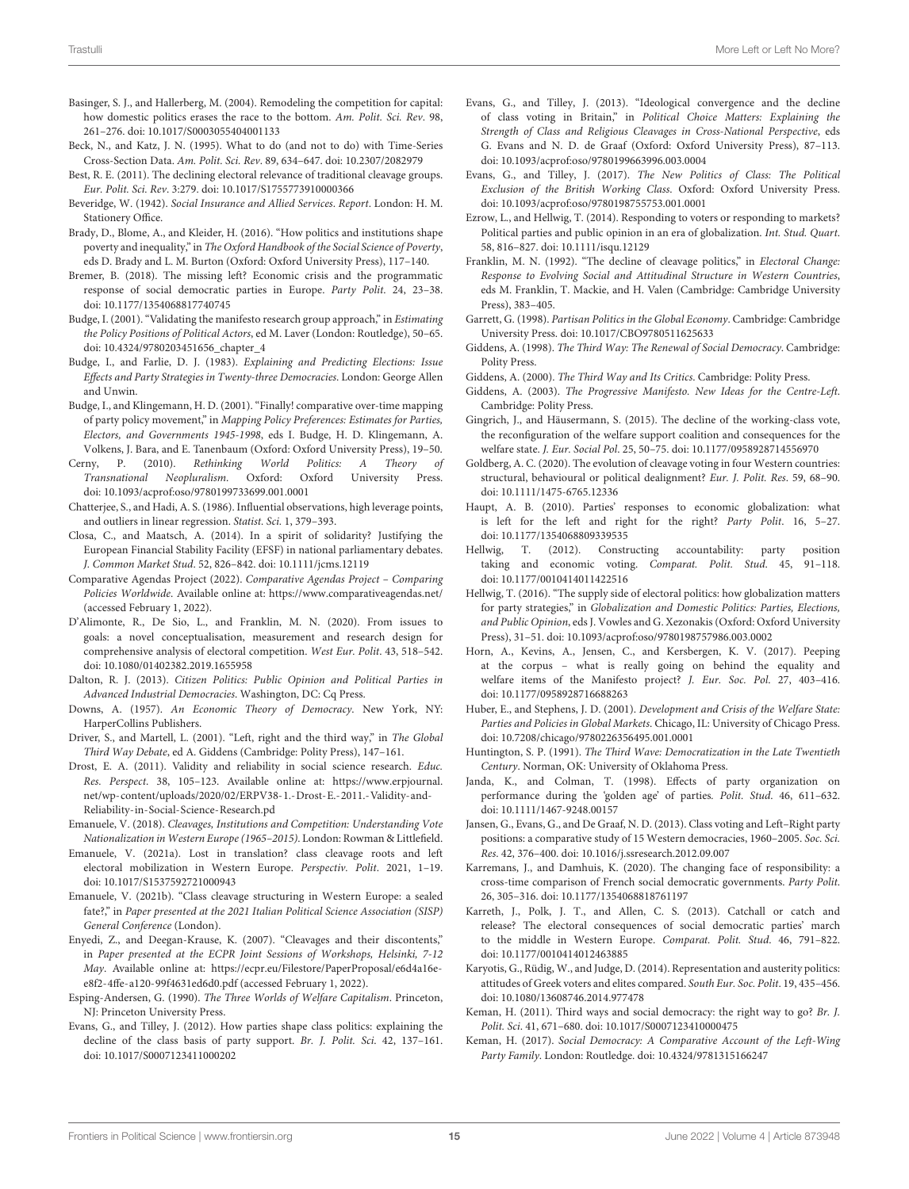Basinger, S. J., and Hallerberg, M. (2004). Remodeling the competition for capital: how domestic politics erases the race to the bottom. *Am. Polit. Sci. Rev*. 98, 261–276. doi: 10.1017/S0003055404001133

Beck, N., and Katz, J. N. (1995). What to do (and not to do) with Time-Series Cross-Section Data. *Am. Polit. Sci. Rev*. 89, 634–647. doi: 10.2307/2082979

Best, R. E. (2011). The declining electoral relevance of traditional cleavage groups. *Eur. Polit. Sci. Rev*. 3:279. doi: 10.1017/S1755773910000366

Beveridge, W. (1942). *Social Insurance and Allied Services. Report*. London: H. M. Stationery Office.

Brady, D., Blome, A., and Kleider, H. (2016). "How politics and institutions shape poverty and inequality," in *The Oxford Handbook of the Social Science of Poverty*, eds D. Brady and L. M. Burton (Oxford: Oxford University Press), 117–140.

Bremer, B. (2018). The missing left? Economic crisis and the programmatic response of social democratic parties in Europe. *Party Polit*. 24, 23–38. doi: 10.1177/1354068817740745

Budge, I. (2001). "Validating the manifesto research group approach," in *Estimating the Policy Positions of Political Actors*, ed M. Laver (London: Routledge), 50–65. doi: 10.4324/9780203451656_chapter_4

Budge, I., and Farlie, D. J. (1983). *Explaining and Predicting Elections: Issue Effects and Party Strategies in Twenty-three Democracies*. London: George Allen and Unwin.

Budge, I., and Klingemann, H. D. (2001). "Finally! comparative over-time mapping of party policy movement," in *Mapping Policy Preferences: Estimates for Parties, Electors, and Governments 1945-1998*, eds I. Budge, H. D. Klingemann, A. Volkens, J. Bara, and E. Tanenbaum (Oxford: Oxford University Press), 19–50.

Cerny, P. (2010). *Rethinking World Politics: A Theory of Transnational Neopluralism*. Oxford: Oxford University Press. doi: 10.1093/acprof:oso/9780199733699.001.0001

Chatterjee, S., and Hadi, A. S. (1986). Influential observations, high leverage points, and outliers in linear regression. *Statist. Sci*. 1, 379–393.

Closa, C., and Maatsch, A. (2014). In a spirit of solidarity? Justifying the European Financial Stability Facility (EFSF) in national parliamentary debates. *J. Common Market Stud*. 52, 826–842. doi: 10.1111/jcms.12119

Comparative Agendas Project (2022). *Comparative Agendas Project – Comparing Policies Worldwide*. Available online at: https://www.comparativeagendas.net/ (accessed February 1, 2022).

D'Alimonte, R., De Sio, L., and Franklin, M. N. (2020). From issues to goals: a novel conceptualisation, measurement and research design for comprehensive analysis of electoral competition. *West Eur. Polit*. 43, 518–542. doi: 10.1080/01402382.2019.1655958

Dalton, R. J. (2013). *Citizen Politics: Public Opinion and Political Parties in Advanced Industrial Democracies*. Washington, DC: Cq Press.

Downs, A. (1957). *An Economic Theory of Democracy*. New York, NY: HarperCollins Publishers.

Driver, S., and Martell, L. (2001). "Left, right and the third way," in *The Global Third Way Debate*, ed A. Giddens (Cambridge: Polity Press), 147–161.

Drost, E. A. (2011). Validity and reliability in social science research. *Educ. Res. Perspect*. 38, 105–123. Available online at: https://www.erpjournal.net/wp-content/uploads/2020/02/ERPV38-1.-Drost-E.-2011.-Validity-and-Reliability-in-Social-Science-Research.pd

Emanuele, V. (2018). *Cleavages, Institutions and Competition: Understanding Vote Nationalization in Western Europe (1965–2015)*. London: Rowman & Littlefield.

Emanuele, V. (2021a). Lost in translation? class cleavage roots and left electoral mobilization in Western Europe. *Perspectiv. Polit*. 2021, 1–19. doi: 10.1017/S1537592721000943

Emanuele, V. (2021b). "Class cleavage structuring in Western Europe: a sealed fate?," in *Paper presented at the 2021 Italian Political Science Association (SISP) General Conference* (London).

Enyedi, Z., and Deegan-Krause, K. (2007). "Cleavages and their discontents," in *Paper presented at the ECPR Joint Sessions of Workshops, Helsinki, 7-12 May*. Available online at: https://ecpr.eu/Filestore/PaperProposal/e6d4a16e-e8f2-4ffe-a120-99f4631ed6d0.pdf (accessed February 1, 2022).

Esping-Andersen, G. (1990). *The Three Worlds of Welfare Capitalism*. Princeton, NJ: Princeton University Press.

Evans, G., and Tilley, J. (2012). How parties shape class politics: explaining the decline of the class basis of party support. *Br. J. Polit. Sci*. 42, 137–161. doi: 10.1017/S0007123411000202

Evans, G., and Tilley, J. (2013). "Ideological convergence and the decline of class voting in Britain," in *Political Choice Matters: Explaining the Strength of Class and Religious Cleavages in Cross-National Perspective*, eds G. Evans and N. D. de Graaf (Oxford: Oxford University Press), 87–113. doi: 10.1093/acprof:oso/9780199663996.003.0004

Evans, G., and Tilley, J. (2017). *The New Politics of Class: The Political Exclusion of the British Working Class*. Oxford: Oxford University Press. doi: 10.1093/acprof:oso/9780198755753.001.0001

Ezrow, L., and Hellwig, T. (2014). Responding to voters or responding to markets? Political parties and public opinion in an era of globalization. *Int. Stud. Quart*. 58, 816–827. doi: 10.1111/isqu.12129

Franklin, M. N. (1992). "The decline of cleavage politics," in *Electoral Change: Response to Evolving Social and Attitudinal Structure in Western Countries*, eds M. Franklin, T. Mackie, and H. Valen (Cambridge: Cambridge University Press), 383–405.

Garrett, G. (1998). *Partisan Politics in the Global Economy*. Cambridge: Cambridge University Press. doi: 10.1017/CBO9780511625633

Giddens, A. (1998). *The Third Way: The Renewal of Social Democracy*. Cambridge: Polity Press.

Giddens, A. (2000). *The Third Way and Its Critics*. Cambridge: Polity Press.

Giddens, A. (2003). *The Progressive Manifesto. New Ideas for the Centre-Left*. Cambridge: Polity Press.

Gingrich, J., and Häusermann, S. (2015). The decline of the working-class vote, the reconfiguration of the welfare support coalition and consequences for the welfare state. *J. Eur. Social Pol*. 25, 50–75. doi: 10.1177/0958928714556970

Goldberg, A. C. (2020). The evolution of cleavage voting in four Western countries: structural, behavioural or political dealignment? *Eur. J. Polit. Res*. 59, 68–90. doi: 10.1111/1475-6765.12336

Haupt, A. B. (2010). Parties' responses to economic globalization: what is left for the left and right for the right? *Party Polit*. 16, 5–27. doi: 10.1177/1354068809339535

Hellwig, T. (2012). Constructing accountability: party position taking and economic voting. *Comparat. Polit. Stud*. 45, 91–118. doi: 10.1177/0010414011422516

Hellwig, T. (2016). "The supply side of electoral politics: how globalization matters for party strategies," in *Globalization and Domestic Politics: Parties, Elections, and Public Opinion*, eds J. Vowles and G. Xezonakis (Oxford: Oxford University Press), 31–51. doi: 10.1093/acprof:oso/9780198757986.003.0002

Horn, A., Kevins, A., Jensen, C., and Kersbergen, K. V. (2017). Peeping at the corpus – what is really going on behind the equality and welfare items of the Manifesto project? *J. Eur. Soc. Pol*. 27, 403–416. doi: 10.1177/0958928716688263

Huber, E., and Stephens, J. D. (2001). *Development and Crisis of the Welfare State: Parties and Policies in Global Markets*. Chicago, IL: University of Chicago Press. doi: 10.7208/chicago/9780226356495.001.0001

Huntington, S. P. (1991). *The Third Wave: Democratization in the Late Twentieth Century*. Norman, OK: University of Oklahoma Press.

Janda, K., and Colman, T. (1998). Effects of party organization on performance during the 'golden age' of parties. *Polit. Stud*. 46, 611–632. doi: 10.1111/1467-9248.00157

Jansen, G., Evans, G., and De Graaf, N. D. (2013). Class voting and Left–Right party positions: a comparative study of 15 Western democracies, 1960–2005. *Soc. Sci. Res*. 42, 376–400. doi: 10.1016/j.ssresearch.2012.09.007

Karremans, J., and Damhuis, K. (2020). The changing face of responsibility: a cross-time comparison of French social democratic governments. *Party Polit*. 26, 305–316. doi: 10.1177/1354068818761197

Karreth, J., Polk, J. T., and Allen, C. S. (2013). Catchall or catch and release? The electoral consequences of social democratic parties' march to the middle in Western Europe. *Comparat. Polit. Stud*. 46, 791–822. doi: 10.1177/0010414012463885

Karyotis, G., Rüdig, W., and Judge, D. (2014). Representation and austerity politics: attitudes of Greek voters and elites compared. *South Eur. Soc. Polit*. 19, 435–456. doi: 10.1080/13608746.2014.977478

Keman, H. (2011). Third ways and social democracy: the right way to go? *Br. J. Polit. Sci*. 41, 671–680. doi: 10.1017/S0007123410000475

Keman, H. (2017). *Social Democracy: A Comparative Account of the Left-Wing Party Family*. London: Routledge. doi: 10.4324/9781315166247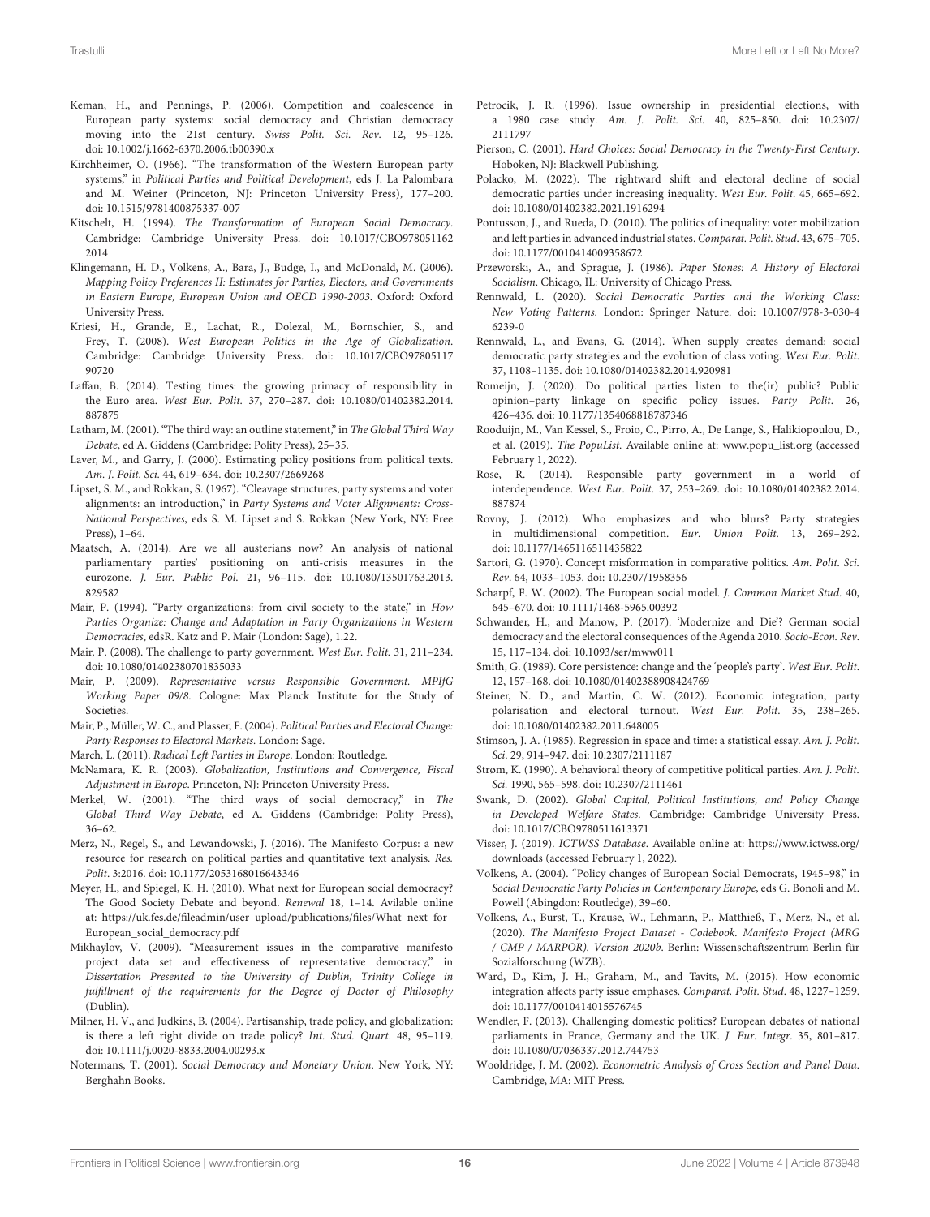Keman, H., and Pennings, P. (2006). Competition and coalescence in European party systems: social democracy and Christian democracy moving into the 21st century. *Swiss Polit. Sci. Rev*. 12, 95–126. doi: 10.1002/j.1662-6370.2006.tb00390.x

Kirchheimer, O. (1966). "The transformation of the Western European party systems," in *Political Parties and Political Development*, eds J. La Palombara and M. Weiner (Princeton, NJ: Princeton University Press), 177–200. doi: 10.1515/9781400875337-007

Kitschelt, H. (1994). *The Transformation of European Social Democracy*. Cambridge: Cambridge University Press. doi: 10.1017/CBO9780511622014

Klingemann, H. D., Volkens, A., Bara, J., Budge, I., and McDonald, M. (2006). *Mapping Policy Preferences II: Estimates for Parties, Electors, and Governments in Eastern Europe, European Union and OECD 1990-2003*. Oxford: Oxford University Press.

Kriesi, H., Grande, E., Lachat, R., Dolezal, M., Bornschier, S., and Frey, T. (2008). *West European Politics in the Age of Globalization*. Cambridge: Cambridge University Press. doi: 10.1017/CBO9780511790720

Laffan, B. (2014). Testing times: the growing primacy of responsibility in the Euro area. *West Eur. Polit*. 37, 270–287. doi: 10.1080/01402382.2014.887875

Latham, M. (2001). "The third way: an outline statement," in *The Global Third Way Debate*, ed A. Giddens (Cambridge: Polity Press), 25–35.

Laver, M., and Garry, J. (2000). Estimating policy positions from political texts. *Am. J. Polit. Sci*. 44, 619–634. doi: 10.2307/2669268

Lipset, S. M., and Rokkan, S. (1967). "Cleavage structures, party systems and voter alignments: an introduction," in *Party Systems and Voter Alignments: Cross-National Perspectives*, eds S. M. Lipset and S. Rokkan (New York, NY: Free Press), 1–64.

Maatsch, A. (2014). Are we all austerians now? An analysis of national parliamentary parties' positioning on anti-crisis measures in the eurozone. *J. Eur. Public Pol*. 21, 96–115. doi: 10.1080/13501763.2013.829582

Mair, P. (1994). "Party organizations: from civil society to the state," in *How Parties Organize: Change and Adaptation in Party Organizations in Western Democracies*, edsR. Katz and P. Mair (London: Sage), 1.22.

Mair, P. (2008). The challenge to party government. *West Eur. Polit*. 31, 211–234. doi: 10.1080/01402380701835033

Mair, P. (2009). *Representative versus Responsible Government. MPIfG Working Paper 09/8*. Cologne: Max Planck Institute for the Study of Societies.

Mair, P., Müller, W. C., and Plasser, F. (2004). *Political Parties and Electoral Change: Party Responses to Electoral Markets*. London: Sage.

March, L. (2011). *Radical Left Parties in Europe*. London: Routledge.

McNamara, K. R. (2003). *Globalization, Institutions and Convergence, Fiscal Adjustment in Europe*. Princeton, NJ: Princeton University Press.

Merkel, W. (2001). "The third ways of social democracy," in *The Global Third Way Debate*, ed A. Giddens (Cambridge: Polity Press), 36–62.

Merz, N., Regel, S., and Lewandowski, J. (2016). The Manifesto Corpus: a new resource for research on political parties and quantitative text analysis. *Res. Polit*. 3:2016. doi: 10.1177/2053168016643346

Meyer, H., and Spiegel, K. H. (2010). What next for European social democracy? The Good Society Debate and beyond. *Renewal* 18, 1–14. Avilable online at: https://uk.fes.de/fileadmin/user_upload/publications/files/What_next_for_European_social_democracy.pdf

Mikhaylov, V. (2009). "Measurement issues in the comparative manifesto project data set and effectiveness of representative democracy," in *Dissertation Presented to the University of Dublin, Trinity College in fulfillment of the requirements for the Degree of Doctor of Philosophy* (Dublin).

Milner, H. V., and Judkins, B. (2004). Partisanship, trade policy, and globalization: is there a left right divide on trade policy? *Int. Stud. Quart*. 48, 95–119. doi: 10.1111/j.0020-8833.2004.00293.x

Notermans, T. (2001). *Social Democracy and Monetary Union*. New York, NY: Berghahn Books.

Petrocik, J. R. (1996). Issue ownership in presidential elections, with a 1980 case study. *Am. J. Polit. Sci*. 40, 825–850. doi: 10.2307/2111797

Pierson, C. (2001). *Hard Choices: Social Democracy in the Twenty-First Century*. Hoboken, NJ: Blackwell Publishing.

Polacko, M. (2022). The rightward shift and electoral decline of social democratic parties under increasing inequality. *West Eur. Polit*. 45, 665–692. doi: 10.1080/01402382.2021.1916294

Pontusson, J., and Rueda, D. (2010). The politics of inequality: voter mobilization and left parties in advanced industrial states. *Comparat. Polit. Stud*. 43, 675–705. doi: 10.1177/0010414009358672

Przeworski, A., and Sprague, J. (1986). *Paper Stones: A History of Electoral Socialism*. Chicago, IL: University of Chicago Press.

Rennwald, L. (2020). *Social Democratic Parties and the Working Class: New Voting Patterns*. London: Springer Nature. doi: 10.1007/978-3-030-46239-0

Rennwald, L., and Evans, G. (2014). When supply creates demand: social democratic party strategies and the evolution of class voting. *West Eur. Polit*. 37, 1108–1135. doi: 10.1080/01402382.2014.920981

Romeijn, J. (2020). Do political parties listen to the(ir) public? Public opinion–party linkage on specific policy issues. *Party Polit*. 26, 426–436. doi: 10.1177/1354068818787346

Rooduijn, M., Van Kessel, S., Froio, C., Pirro, A., De Lange, S., Halikiopoulou, D., et al. (2019). *The PopuList*. Available online at: www.popu_list.org (accessed February 1, 2022).

Rose, R. (2014). Responsible party government in a world of interdependence. *West Eur. Polit*. 37, 253–269. doi: 10.1080/01402382.2014.887874

Rovny, J. (2012). Who emphasizes and who blurs? Party strategies in multidimensional competition. *Eur. Union Polit*. 13, 269–292. doi: 10.1177/1465116511435822

Sartori, G. (1970). Concept misformation in comparative politics. *Am. Polit. Sci. Rev*. 64, 1033–1053. doi: 10.2307/1958356

Scharpf, F. W. (2002). The European social model. *J. Common Market Stud*. 40, 645–670. doi: 10.1111/1468-5965.00392

Schwander, H., and Manow, P. (2017). 'Modernize and Die'? German social democracy and the electoral consequences of the Agenda 2010. *Socio-Econ. Rev*. 15, 117–134. doi: 10.1093/ser/mww011

Smith, G. (1989). Core persistence: change and the 'people's party'. *West Eur. Polit*. 12, 157–168. doi: 10.1080/01402388908424769

Steiner, N. D., and Martin, C. W. (2012). Economic integration, party polarisation and electoral turnout. *West Eur. Polit*. 35, 238–265. doi: 10.1080/01402382.2011.648005

Stimson, J. A. (1985). Regression in space and time: a statistical essay. *Am. J. Polit. Sci*. 29, 914–947. doi: 10.2307/2111187

Strøm, K. (1990). A behavioral theory of competitive political parties. *Am. J. Polit. Sci*. 1990, 565–598. doi: 10.2307/2111461

Swank, D. (2002). *Global Capital, Political Institutions, and Policy Change in Developed Welfare States*. Cambridge: Cambridge University Press. doi: 10.1017/CBO9780511613371

Visser, J. (2019). *ICTWSS Database*. Available online at: https://www.ictwss.org/downloads (accessed February 1, 2022).

Volkens, A. (2004). "Policy changes of European Social Democrats, 1945–98," in *Social Democratic Party Policies in Contemporary Europe*, eds G. Bonoli and M. Powell (Abingdon: Routledge), 39–60.

Volkens, A., Burst, T., Krause, W., Lehmann, P., Matthieß, T., Merz, N., et al. (2020). *The Manifesto Project Dataset - Codebook. Manifesto Project (MRG / CMP / MARPOR). Version 2020b*. Berlin: Wissenschaftszentrum Berlin für Sozialforschung (WZB).

Ward, D., Kim, J. H., Graham, M., and Tavits, M. (2015). How economic integration affects party issue emphases. *Comparat. Polit. Stud*. 48, 1227–1259. doi: 10.1177/0010414015576745

Wendler, F. (2013). Challenging domestic politics? European debates of national parliaments in France, Germany and the UK. *J. Eur. Integr*. 35, 801–817. doi: 10.1080/07036337.2012.744753

Wooldridge, J. M. (2002). *Econometric Analysis of Cross Section and Panel Data*. Cambridge, MA: MIT Press.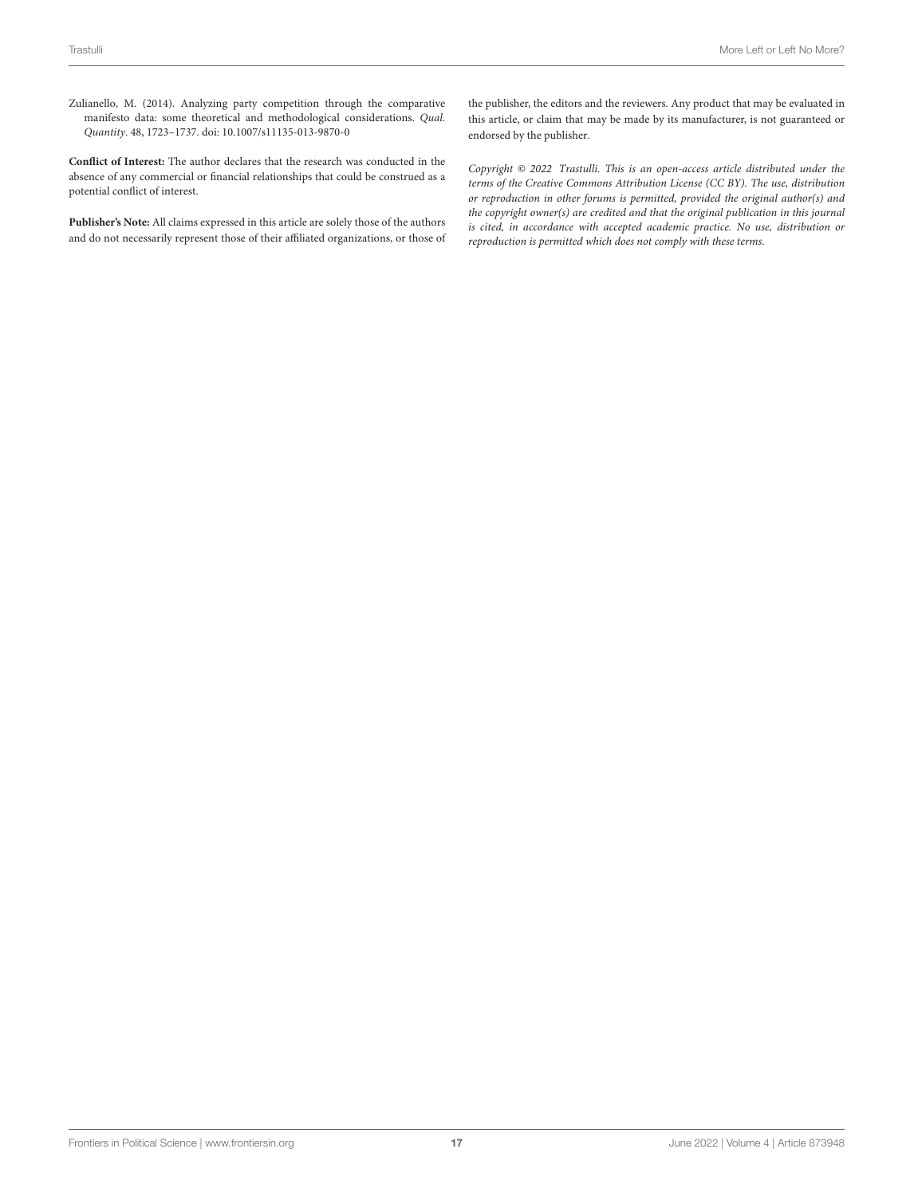Zulianello, M. (2014). Analyzing party competition through the comparative manifesto data: some theoretical and methodological considerations. *Qual. Quantity*. 48, 1723–1737. doi: 10.1007/s11135-013-9870-0

**Conflict of Interest:** The author declares that the research was conducted in the absence of any commercial or financial relationships that could be construed as a potential conflict of interest.

**Publisher's Note:** All claims expressed in this article are solely those of the authors and do not necessarily represent those of their affiliated organizations, or those of the publisher, the editors and the reviewers. Any product that may be evaluated in this article, or claim that may be made by its manufacturer, is not guaranteed or endorsed by the publisher.

*Copyright © 2022 Trastulli. This is an open-access article distributed under the terms of the Creative Commons Attribution License (CC BY). The use, distribution or reproduction in other forums is permitted, provided the original author(s) and the copyright owner(s) are credited and that the original publication in this journal is cited, in accordance with accepted academic practice. No use, distribution or reproduction is permitted which does not comply with these terms.*